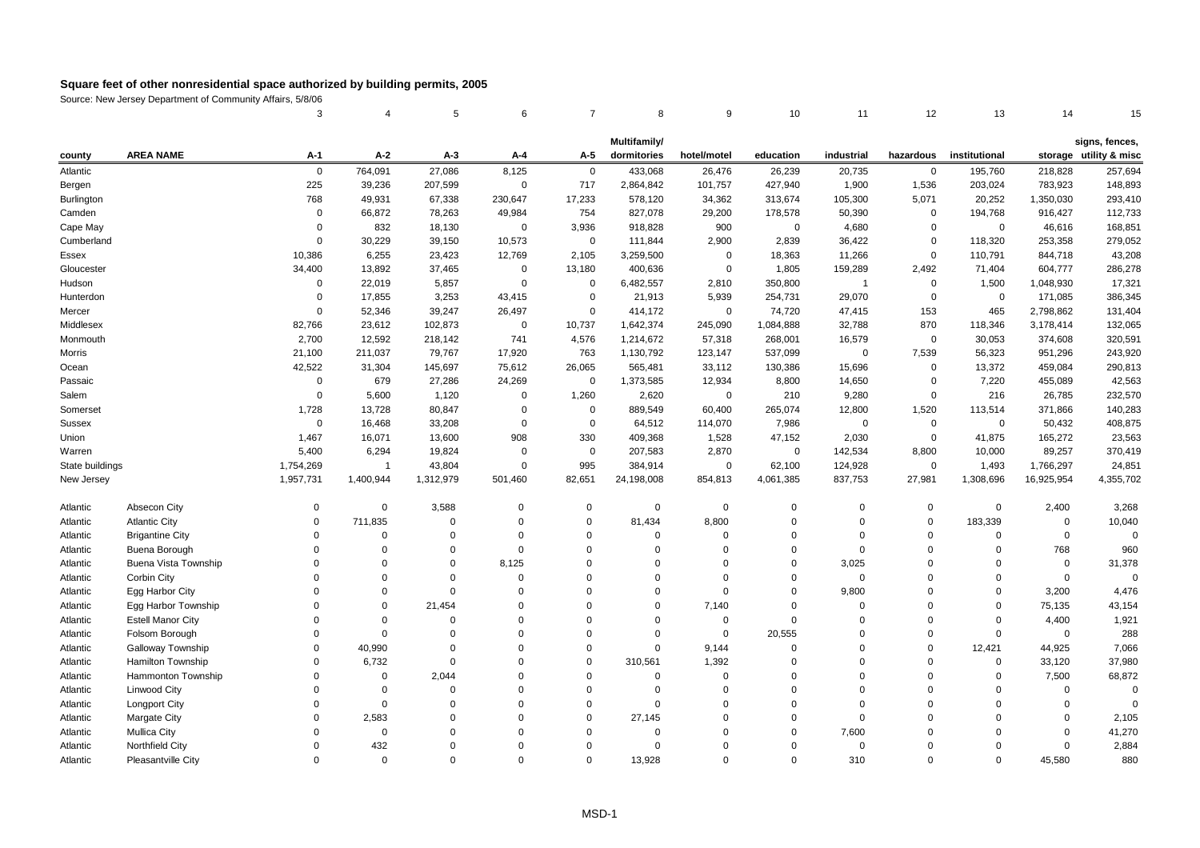# Square feet of other nonresidential space authorized by building permits, 2005

Source: New Jersey Department of Community Affairs, 5/8/06

| | | 3 | 4 | 5 | 6 | 7 | 8 | 9 | 10 | 11 | 12 | 13 | 14 | 15 |
|---|---|---|---|---|---|---|---|---|---|---|---|---|---|---|
| county | AREA NAME | A-1 | A-2 | A-3 | A-4 | A-5 | Multifamily/ dormitories | hotel/motel | education | industrial | hazardous | institutional | storage | signs, fences, utility & misc |
| Atlantic | | 0 | 764,091 | 27,086 | 8,125 | 0 | 433,068 | 26,476 | 26,239 | 20,735 | 0 | 195,760 | 218,828 | 257,694 |
| Bergen | | 225 | 39,236 | 207,599 | 0 | 717 | 2,864,842 | 101,757 | 427,940 | 1,900 | 1,536 | 203,024 | 783,923 | 148,893 |
| Burlington | | 768 | 49,931 | 67,338 | 230,647 | 17,233 | 578,120 | 34,362 | 313,674 | 105,300 | 5,071 | 20,252 | 1,350,030 | 293,410 |
| Camden | | 0 | 66,872 | 78,263 | 49,984 | 754 | 827,078 | 29,200 | 178,578 | 50,390 | 0 | 194,768 | 916,427 | 112,733 |
| Cape May | | 0 | 832 | 18,130 | 0 | 3,936 | 918,828 | 900 | 0 | 4,680 | 0 | 0 | 46,616 | 168,851 |
| Cumberland | | 0 | 30,229 | 39,150 | 10,573 | 0 | 111,844 | 2,900 | 2,839 | 36,422 | 0 | 118,320 | 253,358 | 279,052 |
| Essex | | 10,386 | 6,255 | 23,423 | 12,769 | 2,105 | 3,259,500 | 0 | 18,363 | 11,266 | 0 | 110,791 | 844,718 | 43,208 |
| Gloucester | | 34,400 | 13,892 | 37,465 | 0 | 13,180 | 400,636 | 0 | 1,805 | 159,289 | 2,492 | 71,404 | 604,777 | 286,278 |
| Hudson | | 0 | 22,019 | 5,857 | 0 | 0 | 6,482,557 | 2,810 | 350,800 | 1 | 0 | 1,500 | 1,048,930 | 17,321 |
| Hunterdon | | 0 | 17,855 | 3,253 | 43,415 | 0 | 21,913 | 5,939 | 254,731 | 29,070 | 0 | 0 | 171,085 | 386,345 |
| Mercer | | 0 | 52,346 | 39,247 | 26,497 | 0 | 414,172 | 0 | 74,720 | 47,415 | 153 | 465 | 2,798,862 | 131,404 |
| Middlesex | | 82,766 | 23,612 | 102,873 | 0 | 10,737 | 1,642,374 | 245,090 | 1,084,888 | 32,788 | 870 | 118,346 | 3,178,414 | 132,065 |
| Monmouth | | 2,700 | 12,592 | 218,142 | 741 | 4,576 | 1,214,672 | 57,318 | 268,001 | 16,579 | 0 | 30,053 | 374,608 | 320,591 |
| Morris | | 21,100 | 211,037 | 79,767 | 17,920 | 763 | 1,130,792 | 123,147 | 537,099 | 0 | 7,539 | 56,323 | 951,296 | 243,920 |
| Ocean | | 42,522 | 31,304 | 145,697 | 75,612 | 26,065 | 565,481 | 33,112 | 130,386 | 15,696 | 0 | 13,372 | 459,084 | 290,813 |
| Passaic | | 0 | 679 | 27,286 | 24,269 | 0 | 1,373,585 | 12,934 | 8,800 | 14,650 | 0 | 7,220 | 455,089 | 42,563 |
| Salem | | 0 | 5,600 | 1,120 | 0 | 1,260 | 2,620 | 0 | 210 | 9,280 | 0 | 216 | 26,785 | 232,570 |
| Somerset | | 1,728 | 13,728 | 80,847 | 0 | 0 | 889,549 | 60,400 | 265,074 | 12,800 | 1,520 | 113,514 | 371,866 | 140,283 |
| Sussex | | 0 | 16,468 | 33,208 | 0 | 0 | 64,512 | 114,070 | 7,986 | 0 | 0 | 0 | 50,432 | 408,875 |
| Union | | 1,467 | 16,071 | 13,600 | 908 | 330 | 409,368 | 1,528 | 47,152 | 2,030 | 0 | 41,875 | 165,272 | 23,563 |
| Warren | | 5,400 | 6,294 | 19,824 | 0 | 0 | 207,583 | 2,870 | 0 | 142,534 | 8,800 | 10,000 | 89,257 | 370,419 |
| State buildings | | 1,754,269 | 1 | 43,804 | 0 | 995 | 384,914 | 0 | 62,100 | 124,928 | 0 | 1,493 | 1,766,297 | 24,851 |
| New Jersey | | 1,957,731 | 1,400,944 | 1,312,979 | 501,460 | 82,651 | 24,198,008 | 854,813 | 4,061,385 | 837,753 | 27,981 | 1,308,696 | 16,925,954 | 4,355,702 |
| | | | | | | | | | | | | | | |
| Atlantic | Absecon City | 0 | 0 | 3,588 | 0 | 0 | 0 | 0 | 0 | 0 | 0 | 0 | 2,400 | 3,268 |
| Atlantic | Atlantic City | 0 | 711,835 | 0 | 0 | 0 | 81,434 | 8,800 | 0 | 0 | 0 | 183,339 | 0 | 10,040 |
| Atlantic | Brigantine City | 0 | 0 | 0 | 0 | 0 | 0 | 0 | 0 | 0 | 0 | 0 | 0 | 0 |
| Atlantic | Buena Borough | 0 | 0 | 0 | 0 | 0 | 0 | 0 | 0 | 0 | 0 | 0 | 768 | 960 |
| Atlantic | Buena Vista Township | 0 | 0 | 0 | 8,125 | 0 | 0 | 0 | 0 | 3,025 | 0 | 0 | 0 | 31,378 |
| Atlantic | Corbin City | 0 | 0 | 0 | 0 | 0 | 0 | 0 | 0 | 0 | 0 | 0 | 0 | 0 |
| Atlantic | Egg Harbor City | 0 | 0 | 0 | 0 | 0 | 0 | 0 | 0 | 9,800 | 0 | 0 | 3,200 | 4,476 |
| Atlantic | Egg Harbor Township | 0 | 0 | 21,454 | 0 | 0 | 0 | 7,140 | 0 | 0 | 0 | 0 | 75,135 | 43,154 |
| Atlantic | Estell Manor City | 0 | 0 | 0 | 0 | 0 | 0 | 0 | 0 | 0 | 0 | 0 | 4,400 | 1,921 |
| Atlantic | Folsom Borough | 0 | 0 | 0 | 0 | 0 | 0 | 0 | 20,555 | 0 | 0 | 0 | 0 | 288 |
| Atlantic | Galloway Township | 0 | 40,990 | 0 | 0 | 0 | 0 | 9,144 | 0 | 0 | 0 | 12,421 | 44,925 | 7,066 |
| Atlantic | Hamilton Township | 0 | 6,732 | 0 | 0 | 0 | 310,561 | 1,392 | 0 | 0 | 0 | 0 | 33,120 | 37,980 |
| Atlantic | Hammonton Township | 0 | 0 | 2,044 | 0 | 0 | 0 | 0 | 0 | 0 | 0 | 0 | 7,500 | 68,872 |
| Atlantic | Linwood City | 0 | 0 | 0 | 0 | 0 | 0 | 0 | 0 | 0 | 0 | 0 | 0 | 0 |
| Atlantic | Longport City | 0 | 0 | 0 | 0 | 0 | 0 | 0 | 0 | 0 | 0 | 0 | 0 | 0 |
| Atlantic | Margate City | 0 | 2,583 | 0 | 0 | 0 | 27,145 | 0 | 0 | 0 | 0 | 0 | 0 | 2,105 |
| Atlantic | Mullica City | 0 | 0 | 0 | 0 | 0 | 0 | 0 | 0 | 7,600 | 0 | 0 | 0 | 41,270 |
| Atlantic | Northfield City | 0 | 432 | 0 | 0 | 0 | 0 | 0 | 0 | 0 | 0 | 0 | 0 | 2,884 |
| Atlantic | Pleasantville City | 0 | 0 | 0 | 0 | 0 | 13,928 | 0 | 0 | 310 | 0 | 0 | 45,580 | 880 |

MSD-1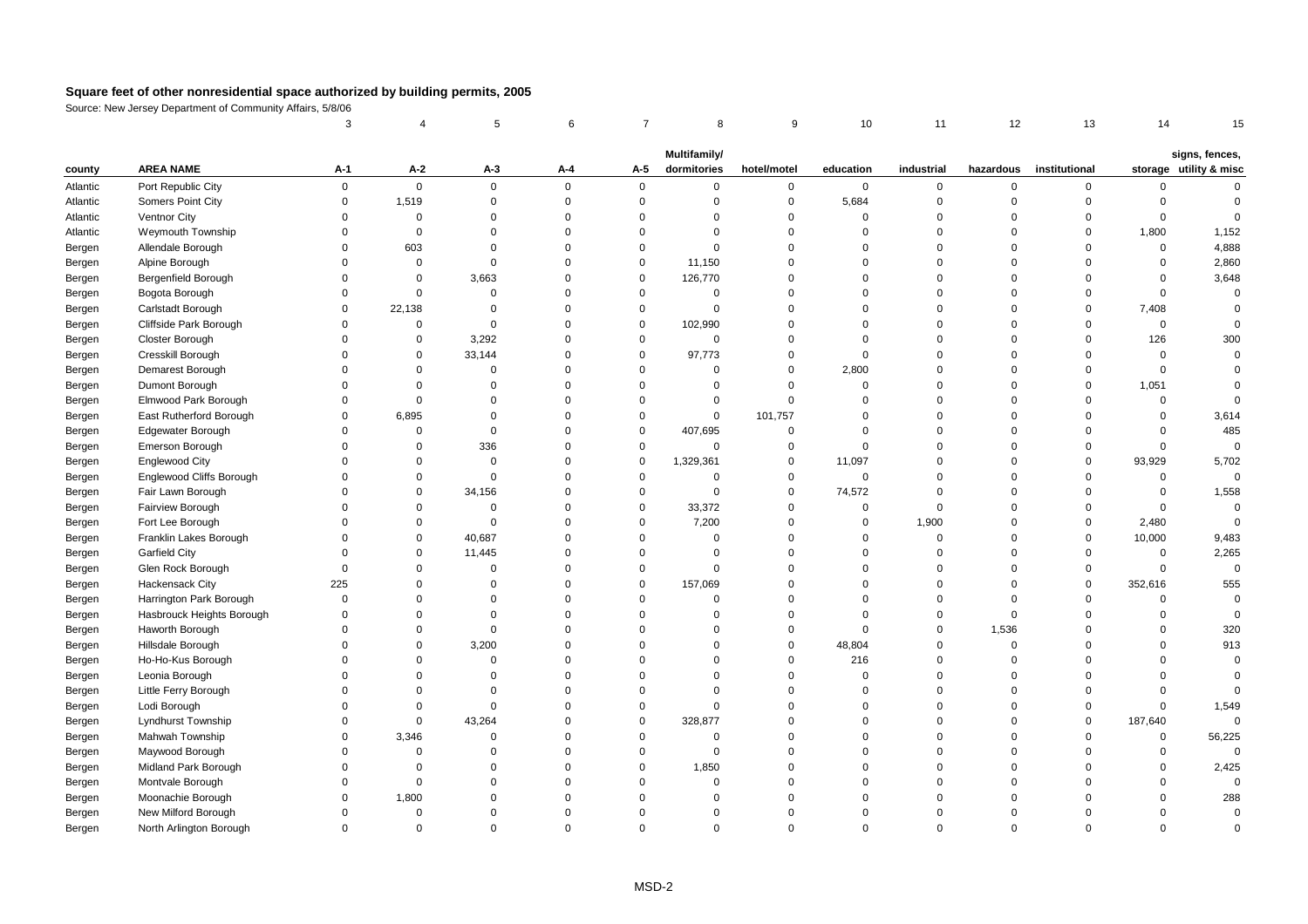# Square feet of other nonresidential space authorized by building permits, 2005

Source: New Jersey Department of Community Affairs, 5/8/06

| | | 3 | 4 | 5 | 6 | 7 | 8 | 9 | 10 | 11 | 12 | 13 | 14 | 15 |
|---|---|---|---|---|---|---|---|---|---|---|---|---|---|---|
| county | AREA NAME | A-1 | A-2 | A-3 | A-4 | A-5 | Multifamily/ dormitories | hotel/motel | education | industrial | hazardous | institutional | storage | signs, fences, utility & misc |
| Atlantic | Port Republic City | 0 | 0 | 0 | 0 | 0 | 0 | 0 | 0 | 0 | 0 | 0 | 0 | 0 |
| Atlantic | Somers Point City | 0 | 1,519 | 0 | 0 | 0 | 0 | 0 | 5,684 | 0 | 0 | 0 | 0 | 0 |
| Atlantic | Ventnor City | 0 | 0 | 0 | 0 | 0 | 0 | 0 | 0 | 0 | 0 | 0 | 0 | 0 |
| Atlantic | Weymouth Township | 0 | 0 | 0 | 0 | 0 | 0 | 0 | 0 | 0 | 0 | 0 | 1,800 | 1,152 |
| Bergen | Allendale Borough | 0 | 603 | 0 | 0 | 0 | 0 | 0 | 0 | 0 | 0 | 0 | 0 | 4,888 |
| Bergen | Alpine Borough | 0 | 0 | 0 | 0 | 0 | 11,150 | 0 | 0 | 0 | 0 | 0 | 0 | 2,860 |
| Bergen | Bergenfield Borough | 0 | 0 | 3,663 | 0 | 0 | 126,770 | 0 | 0 | 0 | 0 | 0 | 0 | 3,648 |
| Bergen | Bogota Borough | 0 | 0 | 0 | 0 | 0 | 0 | 0 | 0 | 0 | 0 | 0 | 0 | 0 |
| Bergen | Carlstadt Borough | 0 | 22,138 | 0 | 0 | 0 | 0 | 0 | 0 | 0 | 0 | 0 | 7,408 | 0 |
| Bergen | Cliffside Park Borough | 0 | 0 | 0 | 0 | 0 | 102,990 | 0 | 0 | 0 | 0 | 0 | 0 | 0 |
| Bergen | Closter Borough | 0 | 0 | 3,292 | 0 | 0 | 0 | 0 | 0 | 0 | 0 | 0 | 126 | 300 |
| Bergen | Cresskill Borough | 0 | 0 | 33,144 | 0 | 0 | 97,773 | 0 | 0 | 0 | 0 | 0 | 0 | 0 |
| Bergen | Demarest Borough | 0 | 0 | 0 | 0 | 0 | 0 | 0 | 2,800 | 0 | 0 | 0 | 0 | 0 |
| Bergen | Dumont Borough | 0 | 0 | 0 | 0 | 0 | 0 | 0 | 0 | 0 | 0 | 0 | 1,051 | 0 |
| Bergen | Elmwood Park Borough | 0 | 0 | 0 | 0 | 0 | 0 | 0 | 0 | 0 | 0 | 0 | 0 | 0 |
| Bergen | East Rutherford Borough | 0 | 6,895 | 0 | 0 | 0 | 0 | 101,757 | 0 | 0 | 0 | 0 | 0 | 3,614 |
| Bergen | Edgewater Borough | 0 | 0 | 0 | 0 | 0 | 407,695 | 0 | 0 | 0 | 0 | 0 | 0 | 485 |
| Bergen | Emerson Borough | 0 | 0 | 336 | 0 | 0 | 0 | 0 | 0 | 0 | 0 | 0 | 0 | 0 |
| Bergen | Englewood City | 0 | 0 | 0 | 0 | 0 | 1,329,361 | 0 | 11,097 | 0 | 0 | 0 | 93,929 | 5,702 |
| Bergen | Englewood Cliffs Borough | 0 | 0 | 0 | 0 | 0 | 0 | 0 | 0 | 0 | 0 | 0 | 0 | 0 |
| Bergen | Fair Lawn Borough | 0 | 0 | 34,156 | 0 | 0 | 0 | 0 | 74,572 | 0 | 0 | 0 | 0 | 1,558 |
| Bergen | Fairview Borough | 0 | 0 | 0 | 0 | 0 | 33,372 | 0 | 0 | 0 | 0 | 0 | 0 | 0 |
| Bergen | Fort Lee Borough | 0 | 0 | 0 | 0 | 0 | 7,200 | 0 | 0 | 1,900 | 0 | 0 | 2,480 | 0 |
| Bergen | Franklin Lakes Borough | 0 | 0 | 40,687 | 0 | 0 | 0 | 0 | 0 | 0 | 0 | 0 | 10,000 | 9,483 |
| Bergen | Garfield City | 0 | 0 | 11,445 | 0 | 0 | 0 | 0 | 0 | 0 | 0 | 0 | 0 | 2,265 |
| Bergen | Glen Rock Borough | 0 | 0 | 0 | 0 | 0 | 0 | 0 | 0 | 0 | 0 | 0 | 0 | 0 |
| Bergen | Hackensack City | 225 | 0 | 0 | 0 | 0 | 157,069 | 0 | 0 | 0 | 0 | 0 | 352,616 | 555 |
| Bergen | Harrington Park Borough | 0 | 0 | 0 | 0 | 0 | 0 | 0 | 0 | 0 | 0 | 0 | 0 | 0 |
| Bergen | Hasbrouck Heights Borough | 0 | 0 | 0 | 0 | 0 | 0 | 0 | 0 | 0 | 0 | 0 | 0 | 0 |
| Bergen | Haworth Borough | 0 | 0 | 0 | 0 | 0 | 0 | 0 | 0 | 0 | 1,536 | 0 | 0 | 320 |
| Bergen | Hillsdale Borough | 0 | 0 | 3,200 | 0 | 0 | 0 | 0 | 48,804 | 0 | 0 | 0 | 0 | 913 |
| Bergen | Ho-Ho-Kus Borough | 0 | 0 | 0 | 0 | 0 | 0 | 0 | 216 | 0 | 0 | 0 | 0 | 0 |
| Bergen | Leonia Borough | 0 | 0 | 0 | 0 | 0 | 0 | 0 | 0 | 0 | 0 | 0 | 0 | 0 |
| Bergen | Little Ferry Borough | 0 | 0 | 0 | 0 | 0 | 0 | 0 | 0 | 0 | 0 | 0 | 0 | 0 |
| Bergen | Lodi Borough | 0 | 0 | 0 | 0 | 0 | 0 | 0 | 0 | 0 | 0 | 0 | 0 | 1,549 |
| Bergen | Lyndhurst Township | 0 | 0 | 43,264 | 0 | 0 | 328,877 | 0 | 0 | 0 | 0 | 0 | 187,640 | 0 |
| Bergen | Mahwah Township | 0 | 3,346 | 0 | 0 | 0 | 0 | 0 | 0 | 0 | 0 | 0 | 0 | 56,225 |
| Bergen | Maywood Borough | 0 | 0 | 0 | 0 | 0 | 0 | 0 | 0 | 0 | 0 | 0 | 0 | 0 |
| Bergen | Midland Park Borough | 0 | 0 | 0 | 0 | 0 | 1,850 | 0 | 0 | 0 | 0 | 0 | 0 | 2,425 |
| Bergen | Montvale Borough | 0 | 0 | 0 | 0 | 0 | 0 | 0 | 0 | 0 | 0 | 0 | 0 | 0 |
| Bergen | Moonachie Borough | 0 | 1,800 | 0 | 0 | 0 | 0 | 0 | 0 | 0 | 0 | 0 | 0 | 288 |
| Bergen | New Milford Borough | 0 | 0 | 0 | 0 | 0 | 0 | 0 | 0 | 0 | 0 | 0 | 0 | 0 |
| Bergen | North Arlington Borough | 0 | 0 | 0 | 0 | 0 | 0 | 0 | 0 | 0 | 0 | 0 | 0 | 0 |

MSD-2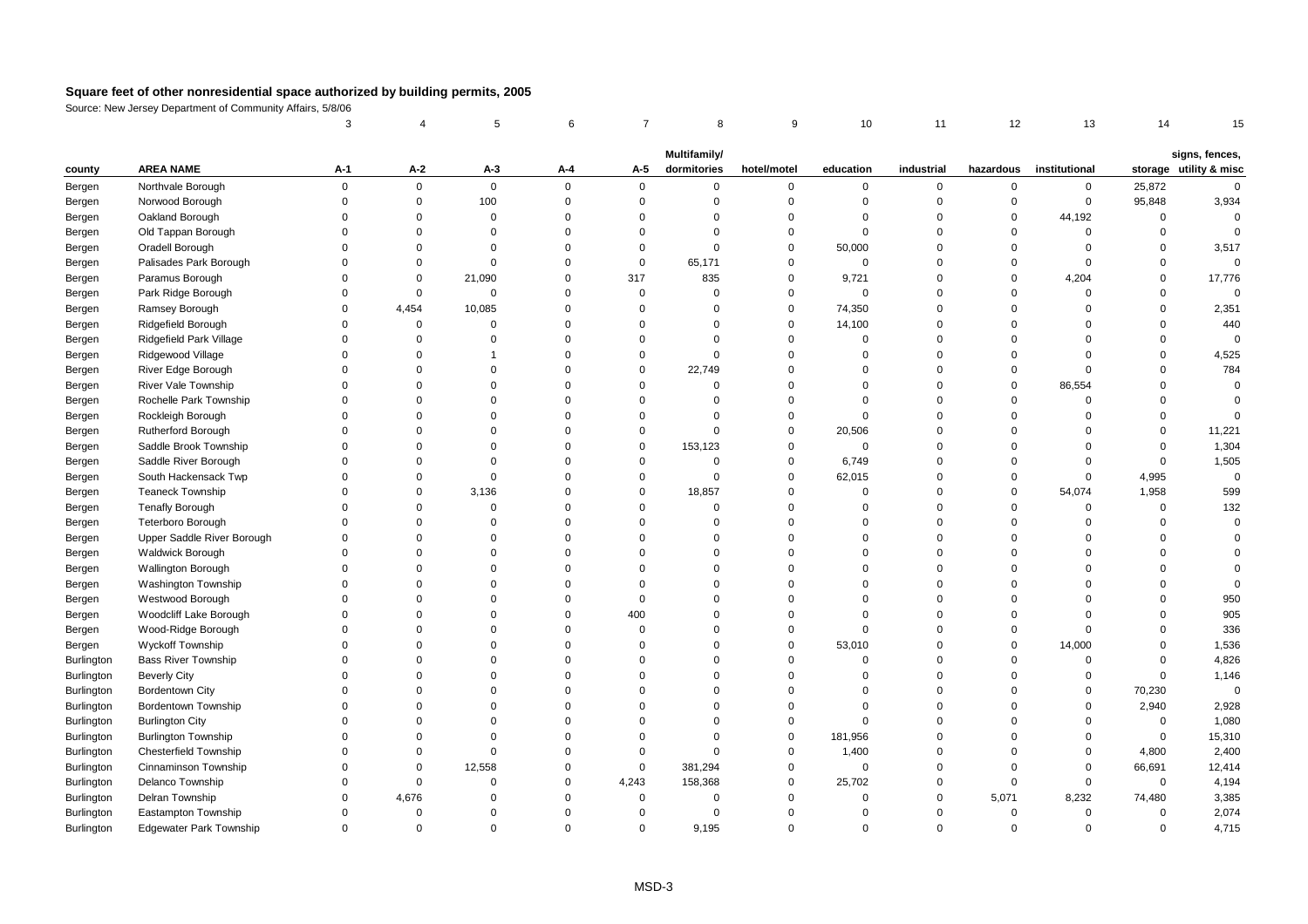# Square feet of other nonresidential space authorized by building permits, 2005

Source: New Jersey Department of Community Affairs, 5/8/06

| | | 3 | 4 | 5 | 6 | 7 | 8 | 9 | 10 | 11 | 12 | 13 | 14 | 15 |
|---|---|---|---|---|---|---|---|---|---|---|---|---|---|---|
| county | AREA NAME | A-1 | A-2 | A-3 | A-4 | A-5 | Multifamily/ dormitories | hotel/motel | education | industrial | hazardous | institutional | storage | signs, fences, utility & misc |
| Bergen | Northvale Borough | 0 | 0 | 0 | 0 | 0 | 0 | 0 | 0 | 0 | 0 | 0 | 25,872 | 0 |
| Bergen | Norwood Borough | 0 | 0 | 100 | 0 | 0 | 0 | 0 | 0 | 0 | 0 | 0 | 95,848 | 3,934 |
| Bergen | Oakland Borough | 0 | 0 | 0 | 0 | 0 | 0 | 0 | 0 | 0 | 0 | 44,192 | 0 | 0 |
| Bergen | Old Tappan Borough | 0 | 0 | 0 | 0 | 0 | 0 | 0 | 0 | 0 | 0 | 0 | 0 | 0 |
| Bergen | Oradell Borough | 0 | 0 | 0 | 0 | 0 | 0 | 0 | 50,000 | 0 | 0 | 0 | 0 | 3,517 |
| Bergen | Palisades Park Borough | 0 | 0 | 0 | 0 | 0 | 65,171 | 0 | 0 | 0 | 0 | 0 | 0 | 0 |
| Bergen | Paramus Borough | 0 | 0 | 21,090 | 0 | 317 | 835 | 0 | 9,721 | 0 | 0 | 4,204 | 0 | 17,776 |
| Bergen | Park Ridge Borough | 0 | 0 | 0 | 0 | 0 | 0 | 0 | 0 | 0 | 0 | 0 | 0 | 0 |
| Bergen | Ramsey Borough | 0 | 4,454 | 10,085 | 0 | 0 | 0 | 0 | 74,350 | 0 | 0 | 0 | 0 | 2,351 |
| Bergen | Ridgefield Borough | 0 | 0 | 0 | 0 | 0 | 0 | 0 | 14,100 | 0 | 0 | 0 | 0 | 440 |
| Bergen | Ridgefield Park Village | 0 | 0 | 0 | 0 | 0 | 0 | 0 | 0 | 0 | 0 | 0 | 0 | 0 |
| Bergen | Ridgewood Village | 0 | 0 | 1 | 0 | 0 | 0 | 0 | 0 | 0 | 0 | 0 | 0 | 4,525 |
| Bergen | River Edge Borough | 0 | 0 | 0 | 0 | 0 | 22,749 | 0 | 0 | 0 | 0 | 0 | 0 | 784 |
| Bergen | River Vale Township | 0 | 0 | 0 | 0 | 0 | 0 | 0 | 0 | 0 | 0 | 86,554 | 0 | 0 |
| Bergen | Rochelle Park Township | 0 | 0 | 0 | 0 | 0 | 0 | 0 | 0 | 0 | 0 | 0 | 0 | 0 |
| Bergen | Rockleigh Borough | 0 | 0 | 0 | 0 | 0 | 0 | 0 | 0 | 0 | 0 | 0 | 0 | 0 |
| Bergen | Rutherford Borough | 0 | 0 | 0 | 0 | 0 | 0 | 0 | 20,506 | 0 | 0 | 0 | 0 | 11,221 |
| Bergen | Saddle Brook Township | 0 | 0 | 0 | 0 | 0 | 153,123 | 0 | 0 | 0 | 0 | 0 | 0 | 1,304 |
| Bergen | Saddle River Borough | 0 | 0 | 0 | 0 | 0 | 0 | 0 | 6,749 | 0 | 0 | 0 | 0 | 1,505 |
| Bergen | South Hackensack Twp | 0 | 0 | 0 | 0 | 0 | 0 | 0 | 62,015 | 0 | 0 | 0 | 4,995 | 0 |
| Bergen | Teaneck Township | 0 | 0 | 3,136 | 0 | 0 | 18,857 | 0 | 0 | 0 | 0 | 54,074 | 1,958 | 599 |
| Bergen | Tenafly Borough | 0 | 0 | 0 | 0 | 0 | 0 | 0 | 0 | 0 | 0 | 0 | 0 | 132 |
| Bergen | Teterboro Borough | 0 | 0 | 0 | 0 | 0 | 0 | 0 | 0 | 0 | 0 | 0 | 0 | 0 |
| Bergen | Upper Saddle River Borough | 0 | 0 | 0 | 0 | 0 | 0 | 0 | 0 | 0 | 0 | 0 | 0 | 0 |
| Bergen | Waldwick Borough | 0 | 0 | 0 | 0 | 0 | 0 | 0 | 0 | 0 | 0 | 0 | 0 | 0 |
| Bergen | Wallington Borough | 0 | 0 | 0 | 0 | 0 | 0 | 0 | 0 | 0 | 0 | 0 | 0 | 0 |
| Bergen | Washington Township | 0 | 0 | 0 | 0 | 0 | 0 | 0 | 0 | 0 | 0 | 0 | 0 | 0 |
| Bergen | Westwood Borough | 0 | 0 | 0 | 0 | 0 | 0 | 0 | 0 | 0 | 0 | 0 | 0 | 950 |
| Bergen | Woodcliff Lake Borough | 0 | 0 | 0 | 0 | 400 | 0 | 0 | 0 | 0 | 0 | 0 | 0 | 905 |
| Bergen | Wood-Ridge Borough | 0 | 0 | 0 | 0 | 0 | 0 | 0 | 0 | 0 | 0 | 0 | 0 | 336 |
| Bergen | Wyckoff Township | 0 | 0 | 0 | 0 | 0 | 0 | 0 | 53,010 | 0 | 0 | 14,000 | 0 | 1,536 |
| Burlington | Bass River Township | 0 | 0 | 0 | 0 | 0 | 0 | 0 | 0 | 0 | 0 | 0 | 0 | 4,826 |
| Burlington | Beverly City | 0 | 0 | 0 | 0 | 0 | 0 | 0 | 0 | 0 | 0 | 0 | 0 | 1,146 |
| Burlington | Bordentown City | 0 | 0 | 0 | 0 | 0 | 0 | 0 | 0 | 0 | 0 | 0 | 70,230 | 0 |
| Burlington | Bordentown Township | 0 | 0 | 0 | 0 | 0 | 0 | 0 | 0 | 0 | 0 | 0 | 2,940 | 2,928 |
| Burlington | Burlington City | 0 | 0 | 0 | 0 | 0 | 0 | 0 | 0 | 0 | 0 | 0 | 0 | 1,080 |
| Burlington | Burlington Township | 0 | 0 | 0 | 0 | 0 | 0 | 0 | 181,956 | 0 | 0 | 0 | 0 | 15,310 |
| Burlington | Chesterfield Township | 0 | 0 | 0 | 0 | 0 | 0 | 0 | 1,400 | 0 | 0 | 0 | 4,800 | 2,400 |
| Burlington | Cinnaminson Township | 0 | 0 | 12,558 | 0 | 0 | 381,294 | 0 | 0 | 0 | 0 | 0 | 66,691 | 12,414 |
| Burlington | Delanco Township | 0 | 0 | 0 | 0 | 4,243 | 158,368 | 0 | 25,702 | 0 | 0 | 0 | 0 | 4,194 |
| Burlington | Delran Township | 0 | 4,676 | 0 | 0 | 0 | 0 | 0 | 0 | 0 | 5,071 | 8,232 | 74,480 | 3,385 |
| Burlington | Eastampton Township | 0 | 0 | 0 | 0 | 0 | 0 | 0 | 0 | 0 | 0 | 0 | 0 | 2,074 |
| Burlington | Edgewater Park Township | 0 | 0 | 0 | 0 | 0 | 9,195 | 0 | 0 | 0 | 0 | 0 | 0 | 4,715 |

MSD-3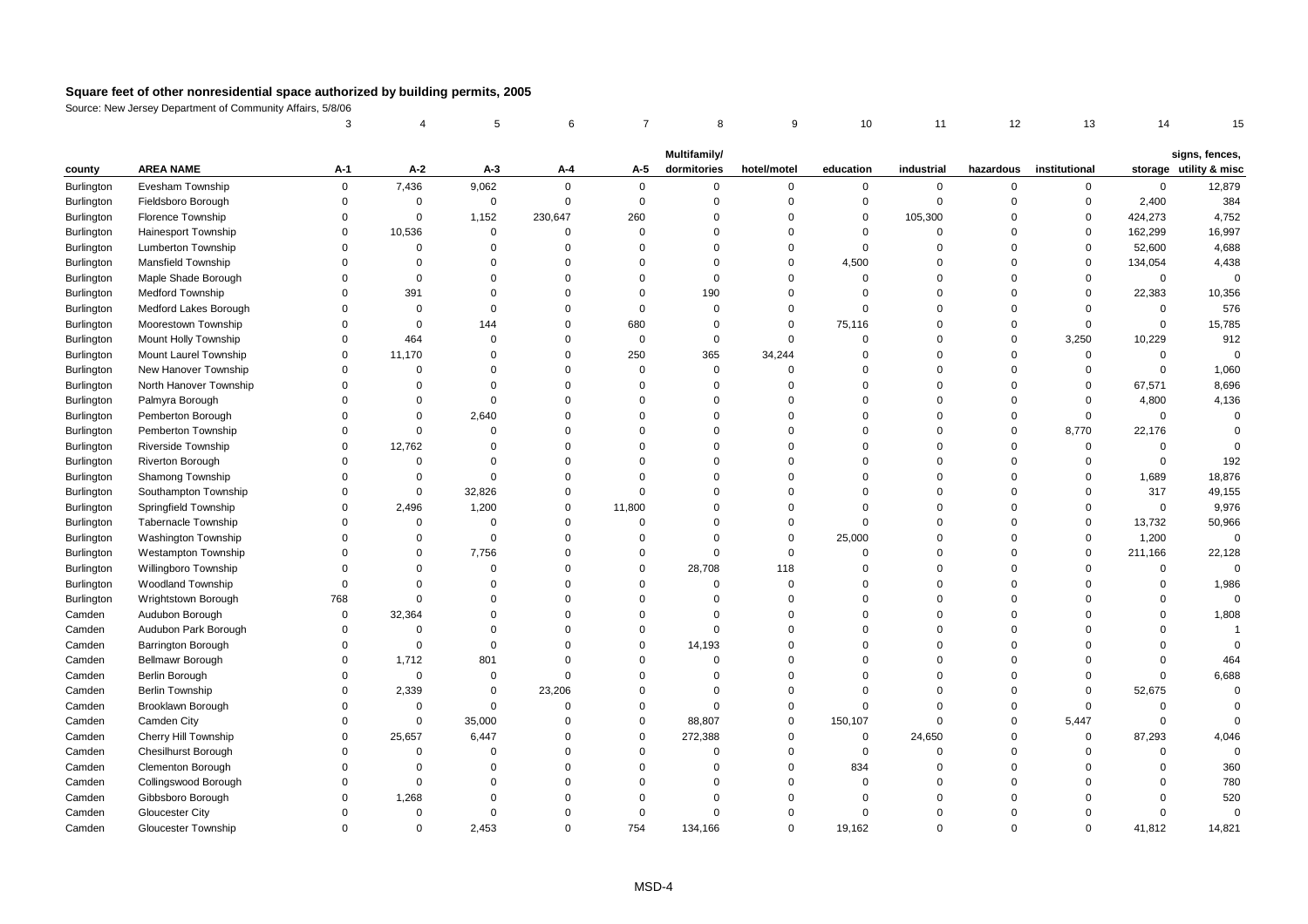## Square feet of other nonresidential space authorized by building permits, 2005

Source: New Jersey Department of Community Affairs, 5/8/06

| | | 3 | 4 | 5 | 6 | 7 | 8 | 9 | 10 | 11 | 12 | 13 | 14 | 15 |
|---|---|---|---|---|---|---|---|---|---|---|---|---|---|---|
| county | AREA NAME | A-1 | A-2 | A-3 | A-4 | A-5 | Multifamily/ dormitories | hotel/motel | education | industrial | hazardous | institutional | storage | signs, fences, utility & misc |
| Burlington | Evesham Township | 0 | 7,436 | 9,062 | 0 | 0 | 0 | 0 | 0 | 0 | 0 | 0 | 0 | 12,879 |
| Burlington | Fieldsboro Borough | 0 | 0 | 0 | 0 | 0 | 0 | 0 | 0 | 0 | 0 | 0 | 2,400 | 384 |
| Burlington | Florence Township | 0 | 0 | 1,152 | 230,647 | 260 | 0 | 0 | 0 | 105,300 | 0 | 0 | 424,273 | 4,752 |
| Burlington | Hainesport Township | 0 | 10,536 | 0 | 0 | 0 | 0 | 0 | 0 | 0 | 0 | 0 | 162,299 | 16,997 |
| Burlington | Lumberton Township | 0 | 0 | 0 | 0 | 0 | 0 | 0 | 0 | 0 | 0 | 0 | 52,600 | 4,688 |
| Burlington | Mansfield Township | 0 | 0 | 0 | 0 | 0 | 0 | 0 | 4,500 | 0 | 0 | 0 | 134,054 | 4,438 |
| Burlington | Maple Shade Borough | 0 | 0 | 0 | 0 | 0 | 0 | 0 | 0 | 0 | 0 | 0 | 0 | 0 |
| Burlington | Medford Township | 0 | 391 | 0 | 0 | 0 | 190 | 0 | 0 | 0 | 0 | 0 | 22,383 | 10,356 |
| Burlington | Medford Lakes Borough | 0 | 0 | 0 | 0 | 0 | 0 | 0 | 0 | 0 | 0 | 0 | 0 | 576 |
| Burlington | Moorestown Township | 0 | 0 | 144 | 0 | 680 | 0 | 0 | 75,116 | 0 | 0 | 0 | 0 | 15,785 |
| Burlington | Mount Holly Township | 0 | 464 | 0 | 0 | 0 | 0 | 0 | 0 | 0 | 0 | 3,250 | 10,229 | 912 |
| Burlington | Mount Laurel Township | 0 | 11,170 | 0 | 0 | 250 | 365 | 34,244 | 0 | 0 | 0 | 0 | 0 | 0 |
| Burlington | New Hanover Township | 0 | 0 | 0 | 0 | 0 | 0 | 0 | 0 | 0 | 0 | 0 | 0 | 1,060 |
| Burlington | North Hanover Township | 0 | 0 | 0 | 0 | 0 | 0 | 0 | 0 | 0 | 0 | 0 | 67,571 | 8,696 |
| Burlington | Palmyra Borough | 0 | 0 | 0 | 0 | 0 | 0 | 0 | 0 | 0 | 0 | 0 | 4,800 | 4,136 |
| Burlington | Pemberton Borough | 0 | 0 | 2,640 | 0 | 0 | 0 | 0 | 0 | 0 | 0 | 0 | 0 | 0 |
| Burlington | Pemberton Township | 0 | 0 | 0 | 0 | 0 | 0 | 0 | 0 | 0 | 0 | 8,770 | 22,176 | 0 |
| Burlington | Riverside Township | 0 | 12,762 | 0 | 0 | 0 | 0 | 0 | 0 | 0 | 0 | 0 | 0 | 0 |
| Burlington | Riverton Borough | 0 | 0 | 0 | 0 | 0 | 0 | 0 | 0 | 0 | 0 | 0 | 0 | 192 |
| Burlington | Shamong Township | 0 | 0 | 0 | 0 | 0 | 0 | 0 | 0 | 0 | 0 | 0 | 1,689 | 18,876 |
| Burlington | Southampton Township | 0 | 0 | 32,826 | 0 | 0 | 0 | 0 | 0 | 0 | 0 | 0 | 317 | 49,155 |
| Burlington | Springfield Township | 0 | 2,496 | 1,200 | 0 | 11,800 | 0 | 0 | 0 | 0 | 0 | 0 | 0 | 9,976 |
| Burlington | Tabernacle Township | 0 | 0 | 0 | 0 | 0 | 0 | 0 | 0 | 0 | 0 | 0 | 13,732 | 50,966 |
| Burlington | Washington Township | 0 | 0 | 0 | 0 | 0 | 0 | 0 | 25,000 | 0 | 0 | 0 | 1,200 | 0 |
| Burlington | Westampton Township | 0 | 0 | 7,756 | 0 | 0 | 0 | 0 | 0 | 0 | 0 | 0 | 211,166 | 22,128 |
| Burlington | Willingboro Township | 0 | 0 | 0 | 0 | 0 | 28,708 | 118 | 0 | 0 | 0 | 0 | 0 | 0 |
| Burlington | Woodland Township | 0 | 0 | 0 | 0 | 0 | 0 | 0 | 0 | 0 | 0 | 0 | 0 | 1,986 |
| Burlington | Wrightstown Borough | 768 | 0 | 0 | 0 | 0 | 0 | 0 | 0 | 0 | 0 | 0 | 0 | 0 |
| Camden | Audubon Borough | 0 | 32,364 | 0 | 0 | 0 | 0 | 0 | 0 | 0 | 0 | 0 | 0 | 1,808 |
| Camden | Audubon Park Borough | 0 | 0 | 0 | 0 | 0 | 0 | 0 | 0 | 0 | 0 | 0 | 0 | 1 |
| Camden | Barrington Borough | 0 | 0 | 0 | 0 | 0 | 14,193 | 0 | 0 | 0 | 0 | 0 | 0 | 0 |
| Camden | Bellmawr Borough | 0 | 1,712 | 801 | 0 | 0 | 0 | 0 | 0 | 0 | 0 | 0 | 0 | 464 |
| Camden | Berlin Borough | 0 | 0 | 0 | 0 | 0 | 0 | 0 | 0 | 0 | 0 | 0 | 0 | 6,688 |
| Camden | Berlin Township | 0 | 2,339 | 0 | 23,206 | 0 | 0 | 0 | 0 | 0 | 0 | 0 | 52,675 | 0 |
| Camden | Brooklawn Borough | 0 | 0 | 0 | 0 | 0 | 0 | 0 | 0 | 0 | 0 | 0 | 0 | 0 |
| Camden | Camden City | 0 | 0 | 35,000 | 0 | 0 | 88,807 | 0 | 150,107 | 0 | 0 | 5,447 | 0 | 0 |
| Camden | Cherry Hill Township | 0 | 25,657 | 6,447 | 0 | 0 | 272,388 | 0 | 0 | 24,650 | 0 | 0 | 87,293 | 4,046 |
| Camden | Chesilhurst Borough | 0 | 0 | 0 | 0 | 0 | 0 | 0 | 0 | 0 | 0 | 0 | 0 | 0 |
| Camden | Clementon Borough | 0 | 0 | 0 | 0 | 0 | 0 | 0 | 834 | 0 | 0 | 0 | 0 | 360 |
| Camden | Collingswood Borough | 0 | 0 | 0 | 0 | 0 | 0 | 0 | 0 | 0 | 0 | 0 | 0 | 780 |
| Camden | Gibbsboro Borough | 0 | 1,268 | 0 | 0 | 0 | 0 | 0 | 0 | 0 | 0 | 0 | 0 | 520 |
| Camden | Gloucester City | 0 | 0 | 0 | 0 | 0 | 0 | 0 | 0 | 0 | 0 | 0 | 0 | 0 |
| Camden | Gloucester Township | 0 | 0 | 2,453 | 0 | 754 | 134,166 | 0 | 19,162 | 0 | 0 | 0 | 41,812 | 14,821 |

MSD-4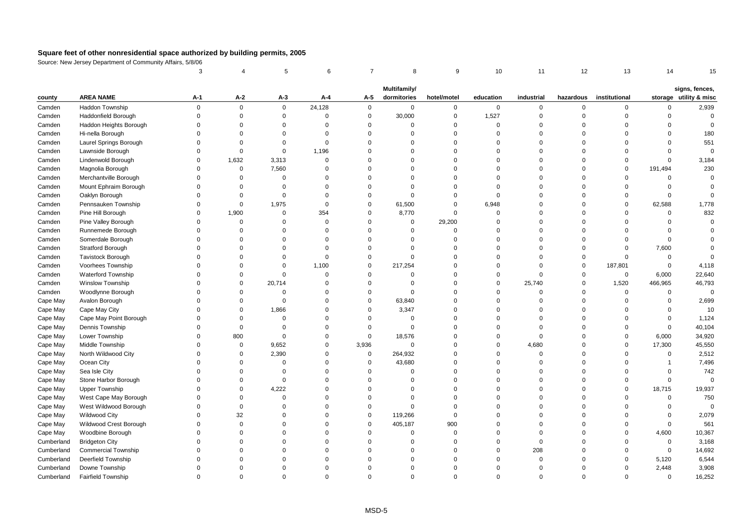# Square feet of other nonresidential space authorized by building permits, 2005

Source: New Jersey Department of Community Affairs, 5/8/06

| | | 3 | 4 | 5 | 6 | 7 | 8 | 9 | 10 | 11 | 12 | 13 | 14 | 15 |
|---|---|---|---|---|---|---|---|---|---|---|---|---|---|---|
| county | AREA NAME | A-1 | A-2 | A-3 | A-4 | A-5 | Multifamily/ dormitories | hotel/motel | education | industrial | hazardous | institutional | storage | signs, fences, utility & misc |
| Camden | Haddon Township | 0 | 0 | 0 | 24,128 | 0 | 0 | 0 | 0 | 0 | 0 | 0 | 0 | 2,939 |
| Camden | Haddonfield Borough | 0 | 0 | 0 | 0 | 0 | 30,000 | 0 | 1,527 | 0 | 0 | 0 | 0 | 0 |
| Camden | Haddon Heights Borough | 0 | 0 | 0 | 0 | 0 | 0 | 0 | 0 | 0 | 0 | 0 | 0 | 0 |
| Camden | Hi-nella Borough | 0 | 0 | 0 | 0 | 0 | 0 | 0 | 0 | 0 | 0 | 0 | 0 | 180 |
| Camden | Laurel Springs Borough | 0 | 0 | 0 | 0 | 0 | 0 | 0 | 0 | 0 | 0 | 0 | 0 | 551 |
| Camden | Lawnside Borough | 0 | 0 | 0 | 1,196 | 0 | 0 | 0 | 0 | 0 | 0 | 0 | 0 | 0 |
| Camden | Lindenwold Borough | 0 | 1,632 | 3,313 | 0 | 0 | 0 | 0 | 0 | 0 | 0 | 0 | 0 | 3,184 |
| Camden | Magnolia Borough | 0 | 0 | 7,560 | 0 | 0 | 0 | 0 | 0 | 0 | 0 | 0 | 191,494 | 230 |
| Camden | Merchantville Borough | 0 | 0 | 0 | 0 | 0 | 0 | 0 | 0 | 0 | 0 | 0 | 0 | 0 |
| Camden | Mount Ephraim Borough | 0 | 0 | 0 | 0 | 0 | 0 | 0 | 0 | 0 | 0 | 0 | 0 | 0 |
| Camden | Oaklyn Borough | 0 | 0 | 0 | 0 | 0 | 0 | 0 | 0 | 0 | 0 | 0 | 0 | 0 |
| Camden | Pennsauken Township | 0 | 0 | 1,975 | 0 | 0 | 61,500 | 0 | 6,948 | 0 | 0 | 0 | 62,588 | 1,778 |
| Camden | Pine Hill Borough | 0 | 1,900 | 0 | 354 | 0 | 8,770 | 0 | 0 | 0 | 0 | 0 | 0 | 832 |
| Camden | Pine Valley Borough | 0 | 0 | 0 | 0 | 0 | 0 | 29,200 | 0 | 0 | 0 | 0 | 0 | 0 |
| Camden | Runnemede Borough | 0 | 0 | 0 | 0 | 0 | 0 | 0 | 0 | 0 | 0 | 0 | 0 | 0 |
| Camden | Somerdale Borough | 0 | 0 | 0 | 0 | 0 | 0 | 0 | 0 | 0 | 0 | 0 | 0 | 0 |
| Camden | Stratford Borough | 0 | 0 | 0 | 0 | 0 | 0 | 0 | 0 | 0 | 0 | 0 | 7,600 | 0 |
| Camden | Tavistock Borough | 0 | 0 | 0 | 0 | 0 | 0 | 0 | 0 | 0 | 0 | 0 | 0 | 0 |
| Camden | Voorhees Township | 0 | 0 | 0 | 1,100 | 0 | 217,254 | 0 | 0 | 0 | 0 | 187,801 | 0 | 4,118 |
| Camden | Waterford Township | 0 | 0 | 0 | 0 | 0 | 0 | 0 | 0 | 0 | 0 | 0 | 6,000 | 22,640 |
| Camden | Winslow Township | 0 | 0 | 20,714 | 0 | 0 | 0 | 0 | 0 | 25,740 | 0 | 1,520 | 466,965 | 46,793 |
| Camden | Woodlynne Borough | 0 | 0 | 0 | 0 | 0 | 0 | 0 | 0 | 0 | 0 | 0 | 0 | 0 |
| Cape May | Avalon Borough | 0 | 0 | 0 | 0 | 0 | 63,840 | 0 | 0 | 0 | 0 | 0 | 0 | 2,699 |
| Cape May | Cape May City | 0 | 0 | 1,866 | 0 | 0 | 3,347 | 0 | 0 | 0 | 0 | 0 | 0 | 10 |
| Cape May | Cape May Point Borough | 0 | 0 | 0 | 0 | 0 | 0 | 0 | 0 | 0 | 0 | 0 | 0 | 1,124 |
| Cape May | Dennis Township | 0 | 0 | 0 | 0 | 0 | 0 | 0 | 0 | 0 | 0 | 0 | 0 | 40,104 |
| Cape May | Lower Township | 0 | 800 | 0 | 0 | 0 | 18,576 | 0 | 0 | 0 | 0 | 0 | 6,000 | 34,920 |
| Cape May | Middle Township | 0 | 0 | 9,652 | 0 | 3,936 | 0 | 0 | 0 | 4,680 | 0 | 0 | 17,300 | 45,550 |
| Cape May | North Wildwood City | 0 | 0 | 2,390 | 0 | 0 | 264,932 | 0 | 0 | 0 | 0 | 0 | 0 | 2,512 |
| Cape May | Ocean City | 0 | 0 | 0 | 0 | 0 | 43,680 | 0 | 0 | 0 | 0 | 0 | 1 | 7,496 |
| Cape May | Sea Isle City | 0 | 0 | 0 | 0 | 0 | 0 | 0 | 0 | 0 | 0 | 0 | 0 | 742 |
| Cape May | Stone Harbor Borough | 0 | 0 | 0 | 0 | 0 | 0 | 0 | 0 | 0 | 0 | 0 | 0 | 0 |
| Cape May | Upper Township | 0 | 0 | 4,222 | 0 | 0 | 0 | 0 | 0 | 0 | 0 | 0 | 18,715 | 19,937 |
| Cape May | West Cape May Borough | 0 | 0 | 0 | 0 | 0 | 0 | 0 | 0 | 0 | 0 | 0 | 0 | 750 |
| Cape May | West Wildwood Borough | 0 | 0 | 0 | 0 | 0 | 0 | 0 | 0 | 0 | 0 | 0 | 0 | 0 |
| Cape May | Wildwood City | 0 | 32 | 0 | 0 | 0 | 119,266 | 0 | 0 | 0 | 0 | 0 | 0 | 2,079 |
| Cape May | Wildwood Crest Borough | 0 | 0 | 0 | 0 | 0 | 405,187 | 900 | 0 | 0 | 0 | 0 | 0 | 561 |
| Cape May | Woodbine Borough | 0 | 0 | 0 | 0 | 0 | 0 | 0 | 0 | 0 | 0 | 0 | 4,600 | 10,367 |
| Cumberland | Bridgeton City | 0 | 0 | 0 | 0 | 0 | 0 | 0 | 0 | 0 | 0 | 0 | 0 | 3,168 |
| Cumberland | Commercial Township | 0 | 0 | 0 | 0 | 0 | 0 | 0 | 0 | 208 | 0 | 0 | 0 | 14,692 |
| Cumberland | Deerfield Township | 0 | 0 | 0 | 0 | 0 | 0 | 0 | 0 | 0 | 0 | 0 | 5,120 | 6,544 |
| Cumberland | Downe Township | 0 | 0 | 0 | 0 | 0 | 0 | 0 | 0 | 0 | 0 | 0 | 2,448 | 3,908 |
| Cumberland | Fairfield Township | 0 | 0 | 0 | 0 | 0 | 0 | 0 | 0 | 0 | 0 | 0 | 0 | 16,252 |

MSD-5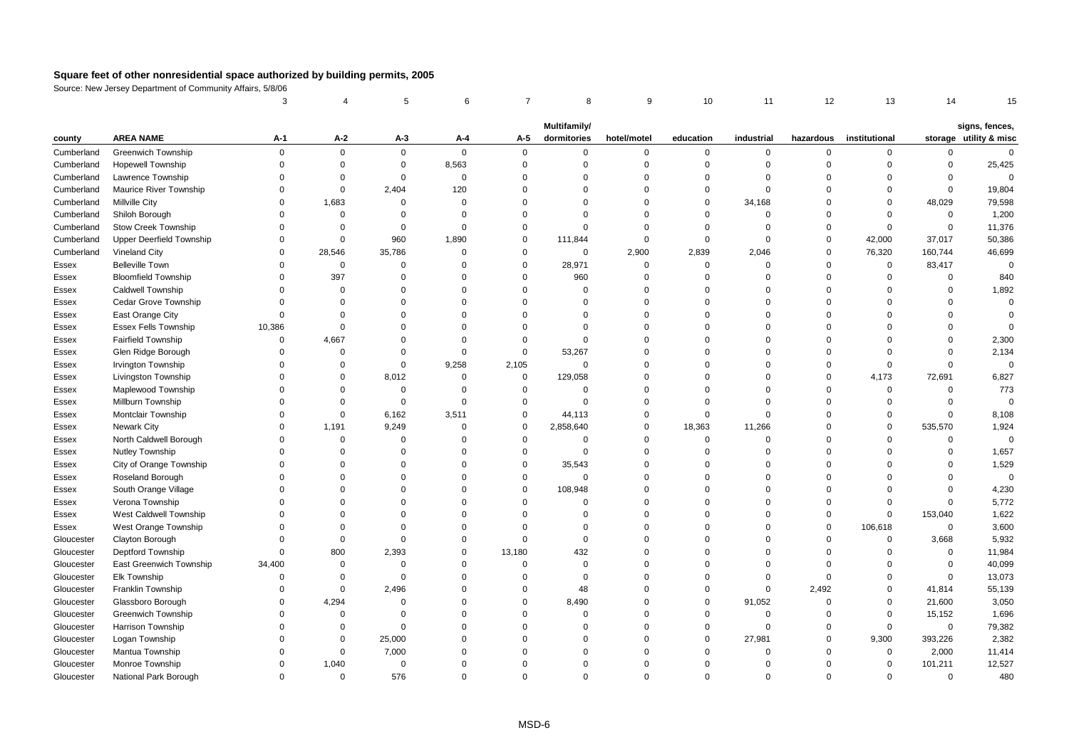# Square feet of other nonresidential space authorized by building permits, 2005

Source: New Jersey Department of Community Affairs, 5/8/06

| | | 3 | 4 | 5 | 6 | 7 | 8 | 9 | 10 | 11 | 12 | 13 | 14 | 15 |
|---|---|---|---|---|---|---|---|---|---|---|---|---|---|---|
| county | AREA NAME | A-1 | A-2 | A-3 | A-4 | A-5 | Multifamily/ dormitories | hotel/motel | education | industrial | hazardous | institutional | storage | signs, fences, utility & misc |
| Cumberland | Greenwich Township | 0 | 0 | 0 | 0 | 0 | 0 | 0 | 0 | 0 | 0 | 0 | 0 | 0 |
| Cumberland | Hopewell Township | 0 | 0 | 0 | 8,563 | 0 | 0 | 0 | 0 | 0 | 0 | 0 | 0 | 25,425 |
| Cumberland | Lawrence Township | 0 | 0 | 0 | 0 | 0 | 0 | 0 | 0 | 0 | 0 | 0 | 0 | 0 |
| Cumberland | Maurice River Township | 0 | 0 | 2,404 | 120 | 0 | 0 | 0 | 0 | 0 | 0 | 0 | 0 | 19,804 |
| Cumberland | Millville City | 0 | 1,683 | 0 | 0 | 0 | 0 | 0 | 0 | 34,168 | 0 | 0 | 48,029 | 79,598 |
| Cumberland | Shiloh Borough | 0 | 0 | 0 | 0 | 0 | 0 | 0 | 0 | 0 | 0 | 0 | 0 | 1,200 |
| Cumberland | Stow Creek Township | 0 | 0 | 0 | 0 | 0 | 0 | 0 | 0 | 0 | 0 | 0 | 0 | 11,376 |
| Cumberland | Upper Deerfield Township | 0 | 0 | 960 | 1,890 | 0 | 111,844 | 0 | 0 | 0 | 0 | 42,000 | 37,017 | 50,386 |
| Cumberland | Vineland City | 0 | 28,546 | 35,786 | 0 | 0 | 0 | 2,900 | 2,839 | 2,046 | 0 | 76,320 | 160,744 | 46,699 |
| Essex | Belleville Town | 0 | 0 | 0 | 0 | 0 | 28,971 | 0 | 0 | 0 | 0 | 0 | 83,417 | 0 |
| Essex | Bloomfield Township | 0 | 397 | 0 | 0 | 0 | 960 | 0 | 0 | 0 | 0 | 0 | 0 | 840 |
| Essex | Caldwell Township | 0 | 0 | 0 | 0 | 0 | 0 | 0 | 0 | 0 | 0 | 0 | 0 | 1,892 |
| Essex | Cedar Grove Township | 0 | 0 | 0 | 0 | 0 | 0 | 0 | 0 | 0 | 0 | 0 | 0 | 0 |
| Essex | East Orange City | 0 | 0 | 0 | 0 | 0 | 0 | 0 | 0 | 0 | 0 | 0 | 0 | 0 |
| Essex | Essex Fells Township | 10,386 | 0 | 0 | 0 | 0 | 0 | 0 | 0 | 0 | 0 | 0 | 0 | 0 |
| Essex | Fairfield Township | 0 | 4,667 | 0 | 0 | 0 | 0 | 0 | 0 | 0 | 0 | 0 | 0 | 2,300 |
| Essex | Glen Ridge Borough | 0 | 0 | 0 | 0 | 0 | 53,267 | 0 | 0 | 0 | 0 | 0 | 0 | 2,134 |
| Essex | Irvington Township | 0 | 0 | 0 | 9,258 | 2,105 | 0 | 0 | 0 | 0 | 0 | 0 | 0 | 0 |
| Essex | Livingston Township | 0 | 0 | 8,012 | 0 | 0 | 129,058 | 0 | 0 | 0 | 0 | 4,173 | 72,691 | 6,827 |
| Essex | Maplewood Township | 0 | 0 | 0 | 0 | 0 | 0 | 0 | 0 | 0 | 0 | 0 | 0 | 773 |
| Essex | Millburn Township | 0 | 0 | 0 | 0 | 0 | 0 | 0 | 0 | 0 | 0 | 0 | 0 | 0 |
| Essex | Montclair Township | 0 | 0 | 6,162 | 3,511 | 0 | 44,113 | 0 | 0 | 0 | 0 | 0 | 0 | 8,108 |
| Essex | Newark City | 0 | 1,191 | 9,249 | 0 | 0 | 2,858,640 | 0 | 18,363 | 11,266 | 0 | 0 | 535,570 | 1,924 |
| Essex | North Caldwell Borough | 0 | 0 | 0 | 0 | 0 | 0 | 0 | 0 | 0 | 0 | 0 | 0 | 0 |
| Essex | Nutley Township | 0 | 0 | 0 | 0 | 0 | 0 | 0 | 0 | 0 | 0 | 0 | 0 | 1,657 |
| Essex | City of Orange Township | 0 | 0 | 0 | 0 | 0 | 35,543 | 0 | 0 | 0 | 0 | 0 | 0 | 1,529 |
| Essex | Roseland Borough | 0 | 0 | 0 | 0 | 0 | 0 | 0 | 0 | 0 | 0 | 0 | 0 | 0 |
| Essex | South Orange Village | 0 | 0 | 0 | 0 | 0 | 108,948 | 0 | 0 | 0 | 0 | 0 | 0 | 4,230 |
| Essex | Verona Township | 0 | 0 | 0 | 0 | 0 | 0 | 0 | 0 | 0 | 0 | 0 | 0 | 5,772 |
| Essex | West Caldwell Township | 0 | 0 | 0 | 0 | 0 | 0 | 0 | 0 | 0 | 0 | 0 | 153,040 | 1,622 |
| Essex | West Orange Township | 0 | 0 | 0 | 0 | 0 | 0 | 0 | 0 | 0 | 0 | 106,618 | 0 | 3,600 |
| Gloucester | Clayton Borough | 0 | 0 | 0 | 0 | 0 | 0 | 0 | 0 | 0 | 0 | 0 | 3,668 | 5,932 |
| Gloucester | Deptford Township | 0 | 800 | 2,393 | 0 | 13,180 | 432 | 0 | 0 | 0 | 0 | 0 | 0 | 11,984 |
| Gloucester | East Greenwich Township | 34,400 | 0 | 0 | 0 | 0 | 0 | 0 | 0 | 0 | 0 | 0 | 0 | 40,099 |
| Gloucester | Elk Township | 0 | 0 | 0 | 0 | 0 | 0 | 0 | 0 | 0 | 0 | 0 | 0 | 13,073 |
| Gloucester | Franklin Township | 0 | 0 | 2,496 | 0 | 0 | 48 | 0 | 0 | 0 | 2,492 | 0 | 41,814 | 55,139 |
| Gloucester | Glassboro Borough | 0 | 4,294 | 0 | 0 | 0 | 8,490 | 0 | 0 | 91,052 | 0 | 0 | 21,600 | 3,050 |
| Gloucester | Greenwich Township | 0 | 0 | 0 | 0 | 0 | 0 | 0 | 0 | 0 | 0 | 0 | 15,152 | 1,696 |
| Gloucester | Harrison Township | 0 | 0 | 0 | 0 | 0 | 0 | 0 | 0 | 0 | 0 | 0 | 0 | 79,382 |
| Gloucester | Logan Township | 0 | 0 | 25,000 | 0 | 0 | 0 | 0 | 0 | 27,981 | 0 | 9,300 | 393,226 | 2,382 |
| Gloucester | Mantua Township | 0 | 0 | 7,000 | 0 | 0 | 0 | 0 | 0 | 0 | 0 | 0 | 2,000 | 11,414 |
| Gloucester | Monroe Township | 0 | 1,040 | 0 | 0 | 0 | 0 | 0 | 0 | 0 | 0 | 0 | 101,211 | 12,527 |
| Gloucester | National Park Borough | 0 | 0 | 576 | 0 | 0 | 0 | 0 | 0 | 0 | 0 | 0 | 0 | 480 |

MSD-6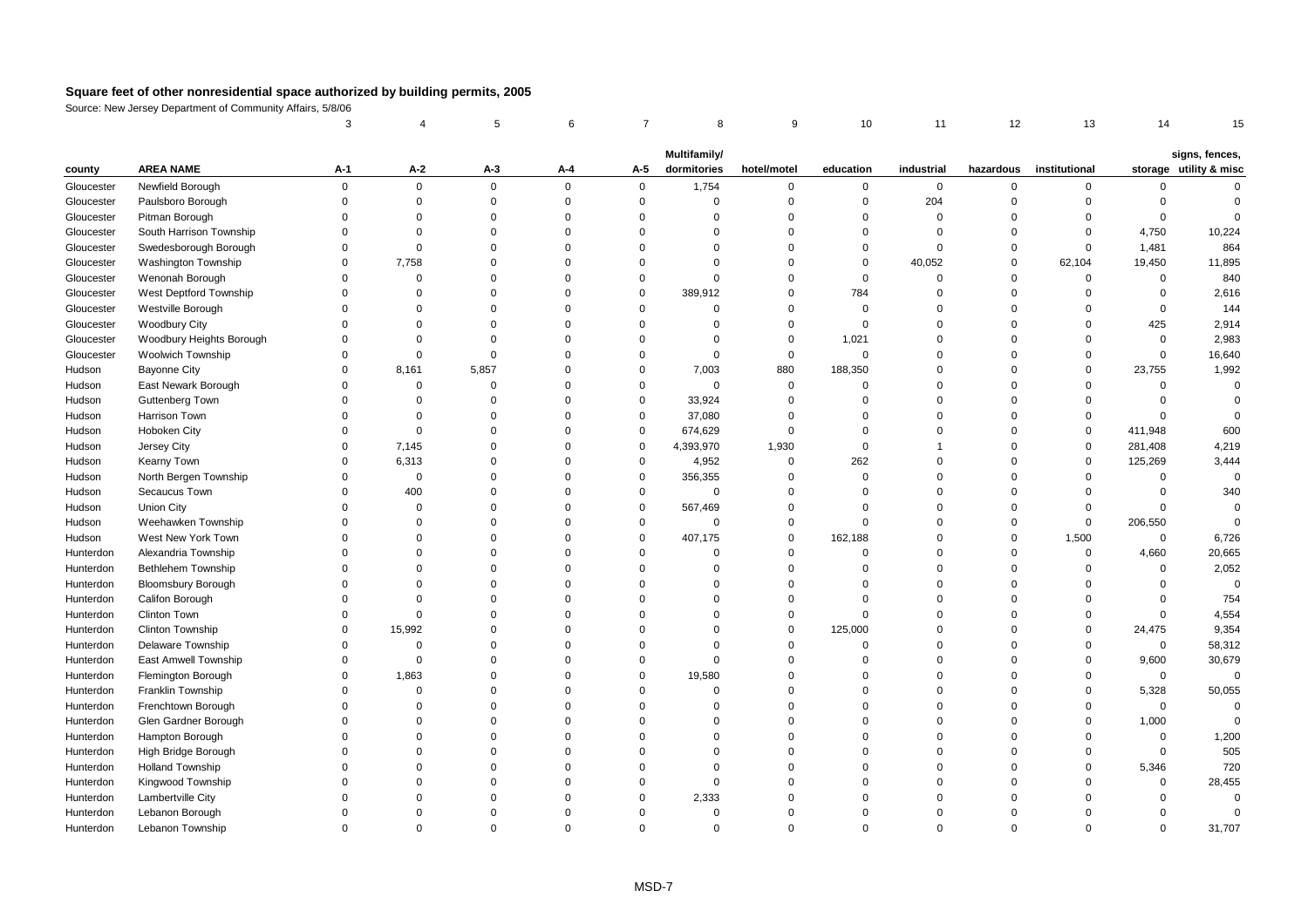# Square feet of other nonresidential space authorized by building permits, 2005

Source: New Jersey Department of Community Affairs, 5/8/06

| | | 3 | 4 | 5 | 6 | 7 | 8 | 9 | 10 | 11 | 12 | 13 | 14 | 15 |
|---|---|---|---|---|---|---|---|---|---|---|---|---|---|---|
| county | AREA NAME | A-1 | A-2 | A-3 | A-4 | A-5 | Multifamily/ dormitories | hotel/motel | education | industrial | hazardous | institutional | storage | signs, fences, utility & misc |
| Gloucester | Newfield Borough | 0 | 0 | 0 | 0 | 0 | 1,754 | 0 | 0 | 0 | 0 | 0 | 0 | 0 |
| Gloucester | Paulsboro Borough | 0 | 0 | 0 | 0 | 0 | 0 | 0 | 0 | 204 | 0 | 0 | 0 | 0 |
| Gloucester | Pitman Borough | 0 | 0 | 0 | 0 | 0 | 0 | 0 | 0 | 0 | 0 | 0 | 0 | 0 |
| Gloucester | South Harrison Township | 0 | 0 | 0 | 0 | 0 | 0 | 0 | 0 | 0 | 0 | 0 | 4,750 | 10,224 |
| Gloucester | Swedesborough Borough | 0 | 0 | 0 | 0 | 0 | 0 | 0 | 0 | 0 | 0 | 0 | 1,481 | 864 |
| Gloucester | Washington Township | 0 | 7,758 | 0 | 0 | 0 | 0 | 0 | 0 | 40,052 | 0 | 62,104 | 19,450 | 11,895 |
| Gloucester | Wenonah Borough | 0 | 0 | 0 | 0 | 0 | 0 | 0 | 0 | 0 | 0 | 0 | 0 | 840 |
| Gloucester | West Deptford Township | 0 | 0 | 0 | 0 | 0 | 389,912 | 0 | 784 | 0 | 0 | 0 | 0 | 2,616 |
| Gloucester | Westville Borough | 0 | 0 | 0 | 0 | 0 | 0 | 0 | 0 | 0 | 0 | 0 | 0 | 144 |
| Gloucester | Woodbury City | 0 | 0 | 0 | 0 | 0 | 0 | 0 | 0 | 0 | 0 | 0 | 425 | 2,914 |
| Gloucester | Woodbury Heights Borough | 0 | 0 | 0 | 0 | 0 | 0 | 0 | 1,021 | 0 | 0 | 0 | 0 | 2,983 |
| Gloucester | Woolwich Township | 0 | 0 | 0 | 0 | 0 | 0 | 0 | 0 | 0 | 0 | 0 | 0 | 16,640 |
| Hudson | Bayonne City | 0 | 8,161 | 5,857 | 0 | 0 | 7,003 | 880 | 188,350 | 0 | 0 | 0 | 23,755 | 1,992 |
| Hudson | East Newark Borough | 0 | 0 | 0 | 0 | 0 | 0 | 0 | 0 | 0 | 0 | 0 | 0 | 0 |
| Hudson | Guttenberg Town | 0 | 0 | 0 | 0 | 0 | 33,924 | 0 | 0 | 0 | 0 | 0 | 0 | 0 |
| Hudson | Harrison Town | 0 | 0 | 0 | 0 | 0 | 37,080 | 0 | 0 | 0 | 0 | 0 | 0 | 0 |
| Hudson | Hoboken City | 0 | 0 | 0 | 0 | 0 | 674,629 | 0 | 0 | 0 | 0 | 0 | 411,948 | 600 |
| Hudson | Jersey City | 0 | 7,145 | 0 | 0 | 0 | 4,393,970 | 1,930 | 0 | 1 | 0 | 0 | 281,408 | 4,219 |
| Hudson | Kearny Town | 0 | 6,313 | 0 | 0 | 0 | 4,952 | 0 | 262 | 0 | 0 | 0 | 125,269 | 3,444 |
| Hudson | North Bergen Township | 0 | 0 | 0 | 0 | 0 | 356,355 | 0 | 0 | 0 | 0 | 0 | 0 | 0 |
| Hudson | Secaucus Town | 0 | 400 | 0 | 0 | 0 | 0 | 0 | 0 | 0 | 0 | 0 | 0 | 340 |
| Hudson | Union City | 0 | 0 | 0 | 0 | 0 | 567,469 | 0 | 0 | 0 | 0 | 0 | 0 | 0 |
| Hudson | Weehawken Township | 0 | 0 | 0 | 0 | 0 | 0 | 0 | 0 | 0 | 0 | 0 | 206,550 | 0 |
| Hudson | West New York Town | 0 | 0 | 0 | 0 | 0 | 407,175 | 0 | 162,188 | 0 | 0 | 1,500 | 0 | 6,726 |
| Hunterdon | Alexandria Township | 0 | 0 | 0 | 0 | 0 | 0 | 0 | 0 | 0 | 0 | 0 | 4,660 | 20,665 |
| Hunterdon | Bethlehem Township | 0 | 0 | 0 | 0 | 0 | 0 | 0 | 0 | 0 | 0 | 0 | 0 | 2,052 |
| Hunterdon | Bloomsbury Borough | 0 | 0 | 0 | 0 | 0 | 0 | 0 | 0 | 0 | 0 | 0 | 0 | 0 |
| Hunterdon | Califon Borough | 0 | 0 | 0 | 0 | 0 | 0 | 0 | 0 | 0 | 0 | 0 | 0 | 754 |
| Hunterdon | Clinton Town | 0 | 0 | 0 | 0 | 0 | 0 | 0 | 0 | 0 | 0 | 0 | 0 | 4,554 |
| Hunterdon | Clinton Township | 0 | 15,992 | 0 | 0 | 0 | 0 | 0 | 125,000 | 0 | 0 | 0 | 24,475 | 9,354 |
| Hunterdon | Delaware Township | 0 | 0 | 0 | 0 | 0 | 0 | 0 | 0 | 0 | 0 | 0 | 0 | 58,312 |
| Hunterdon | East Amwell Township | 0 | 0 | 0 | 0 | 0 | 0 | 0 | 0 | 0 | 0 | 0 | 9,600 | 30,679 |
| Hunterdon | Flemington Borough | 0 | 1,863 | 0 | 0 | 0 | 19,580 | 0 | 0 | 0 | 0 | 0 | 0 | 0 |
| Hunterdon | Franklin Township | 0 | 0 | 0 | 0 | 0 | 0 | 0 | 0 | 0 | 0 | 0 | 5,328 | 50,055 |
| Hunterdon | Frenchtown Borough | 0 | 0 | 0 | 0 | 0 | 0 | 0 | 0 | 0 | 0 | 0 | 0 | 0 |
| Hunterdon | Glen Gardner Borough | 0 | 0 | 0 | 0 | 0 | 0 | 0 | 0 | 0 | 0 | 0 | 1,000 | 0 |
| Hunterdon | Hampton Borough | 0 | 0 | 0 | 0 | 0 | 0 | 0 | 0 | 0 | 0 | 0 | 0 | 1,200 |
| Hunterdon | High Bridge Borough | 0 | 0 | 0 | 0 | 0 | 0 | 0 | 0 | 0 | 0 | 0 | 0 | 505 |
| Hunterdon | Holland Township | 0 | 0 | 0 | 0 | 0 | 0 | 0 | 0 | 0 | 0 | 0 | 5,346 | 720 |
| Hunterdon | Kingwood Township | 0 | 0 | 0 | 0 | 0 | 0 | 0 | 0 | 0 | 0 | 0 | 0 | 28,455 |
| Hunterdon | Lambertville City | 0 | 0 | 0 | 0 | 0 | 2,333 | 0 | 0 | 0 | 0 | 0 | 0 | 0 |
| Hunterdon | Lebanon Borough | 0 | 0 | 0 | 0 | 0 | 0 | 0 | 0 | 0 | 0 | 0 | 0 | 0 |
| Hunterdon | Lebanon Township | 0 | 0 | 0 | 0 | 0 | 0 | 0 | 0 | 0 | 0 | 0 | 0 | 31,707 |

MSD-7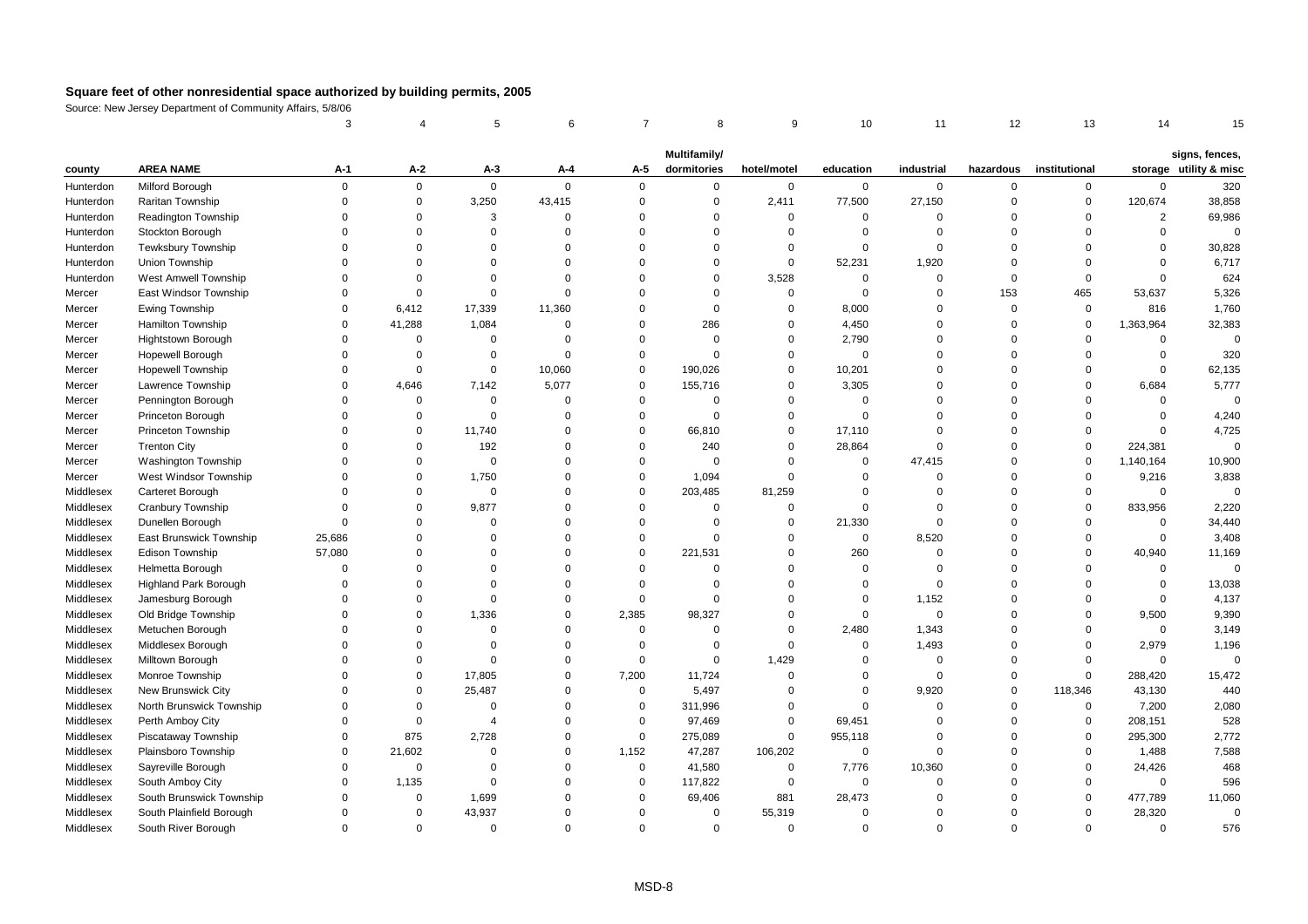# Square feet of other nonresidential space authorized by building permits, 2005

Source: New Jersey Department of Community Affairs, 5/8/06

| | | 3 | 4 | 5 | 6 | 7 | 8 | 9 | 10 | 11 | 12 | 13 | 14 | 15 |
|---|---|---|---|---|---|---|---|---|---|---|---|---|---|---|
| county | AREA NAME | A-1 | A-2 | A-3 | A-4 | A-5 | Multifamily/ dormitories | hotel/motel | education | industrial | hazardous | institutional | storage | signs, fences, utility & misc |
| Hunterdon | Milford Borough | 0 | 0 | 0 | 0 | 0 | 0 | 0 | 0 | 0 | 0 | 0 | 0 | 320 |
| Hunterdon | Raritan Township | 0 | 0 | 3,250 | 43,415 | 0 | 0 | 2,411 | 77,500 | 27,150 | 0 | 0 | 120,674 | 38,858 |
| Hunterdon | Readington Township | 0 | 0 | 3 | 0 | 0 | 0 | 0 | 0 | 0 | 0 | 0 | 2 | 69,986 |
| Hunterdon | Stockton Borough | 0 | 0 | 0 | 0 | 0 | 0 | 0 | 0 | 0 | 0 | 0 | 0 | 0 |
| Hunterdon | Tewksbury Township | 0 | 0 | 0 | 0 | 0 | 0 | 0 | 0 | 0 | 0 | 0 | 0 | 30,828 |
| Hunterdon | Union Township | 0 | 0 | 0 | 0 | 0 | 0 | 0 | 52,231 | 1,920 | 0 | 0 | 0 | 6,717 |
| Hunterdon | West Amwell Township | 0 | 0 | 0 | 0 | 0 | 0 | 3,528 | 0 | 0 | 0 | 0 | 0 | 624 |
| Mercer | East Windsor Township | 0 | 0 | 0 | 0 | 0 | 0 | 0 | 0 | 0 | 153 | 465 | 53,637 | 5,326 |
| Mercer | Ewing Township | 0 | 6,412 | 17,339 | 11,360 | 0 | 0 | 0 | 8,000 | 0 | 0 | 0 | 816 | 1,760 |
| Mercer | Hamilton Township | 0 | 41,288 | 1,084 | 0 | 0 | 286 | 0 | 4,450 | 0 | 0 | 0 | 1,363,964 | 32,383 |
| Mercer | Hightstown Borough | 0 | 0 | 0 | 0 | 0 | 0 | 0 | 2,790 | 0 | 0 | 0 | 0 | 0 |
| Mercer | Hopewell Borough | 0 | 0 | 0 | 0 | 0 | 0 | 0 | 0 | 0 | 0 | 0 | 0 | 320 |
| Mercer | Hopewell Township | 0 | 0 | 0 | 10,060 | 0 | 190,026 | 0 | 10,201 | 0 | 0 | 0 | 0 | 62,135 |
| Mercer | Lawrence Township | 0 | 4,646 | 7,142 | 5,077 | 0 | 155,716 | 0 | 3,305 | 0 | 0 | 0 | 6,684 | 5,777 |
| Mercer | Pennington Borough | 0 | 0 | 0 | 0 | 0 | 0 | 0 | 0 | 0 | 0 | 0 | 0 | 0 |
| Mercer | Princeton Borough | 0 | 0 | 0 | 0 | 0 | 0 | 0 | 0 | 0 | 0 | 0 | 0 | 4,240 |
| Mercer | Princeton Township | 0 | 0 | 11,740 | 0 | 0 | 66,810 | 0 | 17,110 | 0 | 0 | 0 | 0 | 4,725 |
| Mercer | Trenton City | 0 | 0 | 192 | 0 | 0 | 240 | 0 | 28,864 | 0 | 0 | 0 | 224,381 | 0 |
| Mercer | Washington Township | 0 | 0 | 0 | 0 | 0 | 0 | 0 | 0 | 47,415 | 0 | 0 | 1,140,164 | 10,900 |
| Mercer | West Windsor Township | 0 | 0 | 1,750 | 0 | 0 | 1,094 | 0 | 0 | 0 | 0 | 0 | 9,216 | 3,838 |
| Middlesex | Carteret Borough | 0 | 0 | 0 | 0 | 0 | 203,485 | 81,259 | 0 | 0 | 0 | 0 | 0 | 0 |
| Middlesex | Cranbury Township | 0 | 0 | 9,877 | 0 | 0 | 0 | 0 | 0 | 0 | 0 | 0 | 833,956 | 2,220 |
| Middlesex | Dunellen Borough | 0 | 0 | 0 | 0 | 0 | 0 | 0 | 21,330 | 0 | 0 | 0 | 0 | 34,440 |
| Middlesex | East Brunswick Township | 25,686 | 0 | 0 | 0 | 0 | 0 | 0 | 0 | 8,520 | 0 | 0 | 0 | 3,408 |
| Middlesex | Edison Township | 57,080 | 0 | 0 | 0 | 0 | 221,531 | 0 | 260 | 0 | 0 | 0 | 40,940 | 11,169 |
| Middlesex | Helmetta Borough | 0 | 0 | 0 | 0 | 0 | 0 | 0 | 0 | 0 | 0 | 0 | 0 | 0 |
| Middlesex | Highland Park Borough | 0 | 0 | 0 | 0 | 0 | 0 | 0 | 0 | 0 | 0 | 0 | 0 | 13,038 |
| Middlesex | Jamesburg Borough | 0 | 0 | 0 | 0 | 0 | 0 | 0 | 0 | 1,152 | 0 | 0 | 0 | 4,137 |
| Middlesex | Old Bridge Township | 0 | 0 | 1,336 | 0 | 2,385 | 98,327 | 0 | 0 | 0 | 0 | 0 | 9,500 | 9,390 |
| Middlesex | Metuchen Borough | 0 | 0 | 0 | 0 | 0 | 0 | 0 | 2,480 | 1,343 | 0 | 0 | 0 | 3,149 |
| Middlesex | Middlesex Borough | 0 | 0 | 0 | 0 | 0 | 0 | 0 | 0 | 1,493 | 0 | 0 | 2,979 | 1,196 |
| Middlesex | Milltown Borough | 0 | 0 | 0 | 0 | 0 | 0 | 1,429 | 0 | 0 | 0 | 0 | 0 | 0 |
| Middlesex | Monroe Township | 0 | 0 | 17,805 | 0 | 7,200 | 11,724 | 0 | 0 | 0 | 0 | 0 | 288,420 | 15,472 |
| Middlesex | New Brunswick City | 0 | 0 | 25,487 | 0 | 0 | 5,497 | 0 | 0 | 9,920 | 0 | 118,346 | 43,130 | 440 |
| Middlesex | North Brunswick Township | 0 | 0 | 0 | 0 | 0 | 311,996 | 0 | 0 | 0 | 0 | 0 | 7,200 | 2,080 |
| Middlesex | Perth Amboy City | 0 | 0 | 4 | 0 | 0 | 97,469 | 0 | 69,451 | 0 | 0 | 0 | 208,151 | 528 |
| Middlesex | Piscataway Township | 0 | 875 | 2,728 | 0 | 0 | 275,089 | 0 | 955,118 | 0 | 0 | 0 | 295,300 | 2,772 |
| Middlesex | Plainsboro Township | 0 | 21,602 | 0 | 0 | 1,152 | 47,287 | 106,202 | 0 | 0 | 0 | 0 | 1,488 | 7,588 |
| Middlesex | Sayreville Borough | 0 | 0 | 0 | 0 | 0 | 41,580 | 0 | 7,776 | 10,360 | 0 | 0 | 24,426 | 468 |
| Middlesex | South Amboy City | 0 | 1,135 | 0 | 0 | 0 | 117,822 | 0 | 0 | 0 | 0 | 0 | 0 | 596 |
| Middlesex | South Brunswick Township | 0 | 0 | 1,699 | 0 | 0 | 69,406 | 881 | 28,473 | 0 | 0 | 0 | 477,789 | 11,060 |
| Middlesex | South Plainfield Borough | 0 | 0 | 43,937 | 0 | 0 | 0 | 55,319 | 0 | 0 | 0 | 0 | 28,320 | 0 |
| Middlesex | South River Borough | 0 | 0 | 0 | 0 | 0 | 0 | 0 | 0 | 0 | 0 | 0 | 0 | 576 |

MSD-8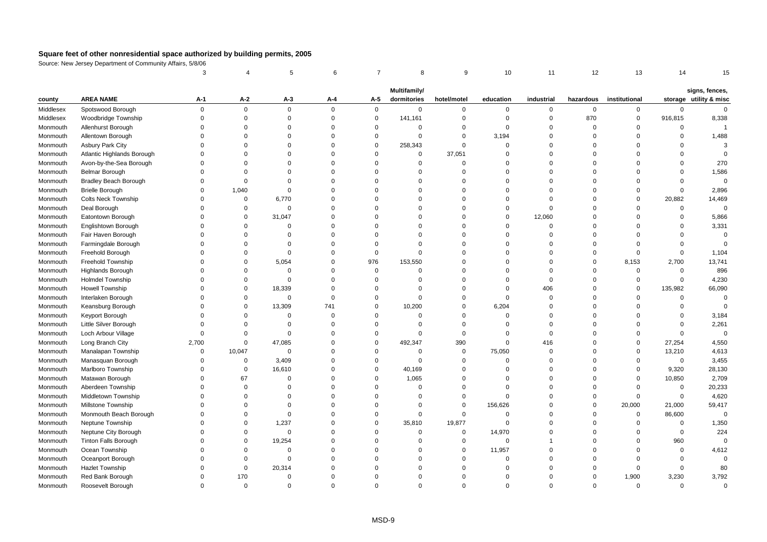# Square feet of other nonresidential space authorized by building permits, 2005

Source: New Jersey Department of Community Affairs, 5/8/06

| | | 3 | 4 | 5 | 6 | 7 | 8 | 9 | 10 | 11 | 12 | 13 | 14 | 15 |
|---|---|---|---|---|---|---|---|---|---|---|---|---|---|---|
| county | AREA NAME | A-1 | A-2 | A-3 | A-4 | A-5 | Multifamily/ dormitories | hotel/motel | education | industrial | hazardous | institutional | storage | signs, fences, utility & misc |
| Middlesex | Spotswood Borough | 0 | 0 | 0 | 0 | 0 | 0 | 0 | 0 | 0 | 0 | 0 | 0 | 0 |
| Middlesex | Woodbridge Township | 0 | 0 | 0 | 0 | 0 | 141,161 | 0 | 0 | 0 | 870 | 0 | 916,815 | 8,338 |
| Monmouth | Allenhurst Borough | 0 | 0 | 0 | 0 | 0 | 0 | 0 | 0 | 0 | 0 | 0 | 0 | 1 |
| Monmouth | Allentown Borough | 0 | 0 | 0 | 0 | 0 | 0 | 0 | 3,194 | 0 | 0 | 0 | 0 | 1,488 |
| Monmouth | Asbury Park City | 0 | 0 | 0 | 0 | 0 | 258,343 | 0 | 0 | 0 | 0 | 0 | 0 | 3 |
| Monmouth | Atlantic Highlands Borough | 0 | 0 | 0 | 0 | 0 | 0 | 37,051 | 0 | 0 | 0 | 0 | 0 | 0 |
| Monmouth | Avon-by-the-Sea Borough | 0 | 0 | 0 | 0 | 0 | 0 | 0 | 0 | 0 | 0 | 0 | 0 | 270 |
| Monmouth | Belmar Borough | 0 | 0 | 0 | 0 | 0 | 0 | 0 | 0 | 0 | 0 | 0 | 0 | 1,586 |
| Monmouth | Bradley Beach Borough | 0 | 0 | 0 | 0 | 0 | 0 | 0 | 0 | 0 | 0 | 0 | 0 | 0 |
| Monmouth | Brielle Borough | 0 | 1,040 | 0 | 0 | 0 | 0 | 0 | 0 | 0 | 0 | 0 | 0 | 2,896 |
| Monmouth | Colts Neck Township | 0 | 0 | 6,770 | 0 | 0 | 0 | 0 | 0 | 0 | 0 | 0 | 20,882 | 14,469 |
| Monmouth | Deal Borough | 0 | 0 | 0 | 0 | 0 | 0 | 0 | 0 | 0 | 0 | 0 | 0 | 0 |
| Monmouth | Eatontown Borough | 0 | 0 | 31,047 | 0 | 0 | 0 | 0 | 0 | 12,060 | 0 | 0 | 0 | 5,866 |
| Monmouth | Englishtown Borough | 0 | 0 | 0 | 0 | 0 | 0 | 0 | 0 | 0 | 0 | 0 | 0 | 3,331 |
| Monmouth | Fair Haven Borough | 0 | 0 | 0 | 0 | 0 | 0 | 0 | 0 | 0 | 0 | 0 | 0 | 0 |
| Monmouth | Farmingdale Borough | 0 | 0 | 0 | 0 | 0 | 0 | 0 | 0 | 0 | 0 | 0 | 0 | 0 |
| Monmouth | Freehold Borough | 0 | 0 | 0 | 0 | 0 | 0 | 0 | 0 | 0 | 0 | 0 | 0 | 1,104 |
| Monmouth | Freehold Township | 0 | 0 | 5,054 | 0 | 976 | 153,550 | 0 | 0 | 0 | 0 | 8,153 | 2,700 | 13,741 |
| Monmouth | Highlands Borough | 0 | 0 | 0 | 0 | 0 | 0 | 0 | 0 | 0 | 0 | 0 | 0 | 896 |
| Monmouth | Holmdel Township | 0 | 0 | 0 | 0 | 0 | 0 | 0 | 0 | 0 | 0 | 0 | 0 | 4,230 |
| Monmouth | Howell Township | 0 | 0 | 18,339 | 0 | 0 | 0 | 0 | 0 | 406 | 0 | 0 | 135,982 | 66,090 |
| Monmouth | Interlaken Borough | 0 | 0 | 0 | 0 | 0 | 0 | 0 | 0 | 0 | 0 | 0 | 0 | 0 |
| Monmouth | Keansburg Borough | 0 | 0 | 13,309 | 741 | 0 | 10,200 | 0 | 6,204 | 0 | 0 | 0 | 0 | 0 |
| Monmouth | Keyport Borough | 0 | 0 | 0 | 0 | 0 | 0 | 0 | 0 | 0 | 0 | 0 | 0 | 3,184 |
| Monmouth | Little Silver Borough | 0 | 0 | 0 | 0 | 0 | 0 | 0 | 0 | 0 | 0 | 0 | 0 | 2,261 |
| Monmouth | Loch Arbour Village | 0 | 0 | 0 | 0 | 0 | 0 | 0 | 0 | 0 | 0 | 0 | 0 | 0 |
| Monmouth | Long Branch City | 2,700 | 0 | 47,085 | 0 | 0 | 492,347 | 390 | 0 | 416 | 0 | 0 | 27,254 | 4,550 |
| Monmouth | Manalapan Township | 0 | 10,047 | 0 | 0 | 0 | 0 | 0 | 75,050 | 0 | 0 | 0 | 13,210 | 4,613 |
| Monmouth | Manasquan Borough | 0 | 0 | 3,409 | 0 | 0 | 0 | 0 | 0 | 0 | 0 | 0 | 0 | 3,455 |
| Monmouth | Marlboro Township | 0 | 0 | 16,610 | 0 | 0 | 40,169 | 0 | 0 | 0 | 0 | 0 | 9,320 | 28,130 |
| Monmouth | Matawan Borough | 0 | 67 | 0 | 0 | 0 | 1,065 | 0 | 0 | 0 | 0 | 0 | 10,850 | 2,709 |
| Monmouth | Aberdeen Township | 0 | 0 | 0 | 0 | 0 | 0 | 0 | 0 | 0 | 0 | 0 | 0 | 20,233 |
| Monmouth | Middletown Township | 0 | 0 | 0 | 0 | 0 | 0 | 0 | 0 | 0 | 0 | 0 | 0 | 4,620 |
| Monmouth | Millstone Township | 0 | 0 | 0 | 0 | 0 | 0 | 0 | 156,626 | 0 | 0 | 20,000 | 21,000 | 59,417 |
| Monmouth | Monmouth Beach Borough | 0 | 0 | 0 | 0 | 0 | 0 | 0 | 0 | 0 | 0 | 0 | 86,600 | 0 |
| Monmouth | Neptune Township | 0 | 0 | 1,237 | 0 | 0 | 35,810 | 19,877 | 0 | 0 | 0 | 0 | 0 | 1,350 |
| Monmouth | Neptune City Borough | 0 | 0 | 0 | 0 | 0 | 0 | 0 | 14,970 | 0 | 0 | 0 | 0 | 224 |
| Monmouth | Tinton Falls Borough | 0 | 0 | 19,254 | 0 | 0 | 0 | 0 | 0 | 1 | 0 | 0 | 960 | 0 |
| Monmouth | Ocean Township | 0 | 0 | 0 | 0 | 0 | 0 | 0 | 11,957 | 0 | 0 | 0 | 0 | 4,612 |
| Monmouth | Oceanport Borough | 0 | 0 | 0 | 0 | 0 | 0 | 0 | 0 | 0 | 0 | 0 | 0 | 0 |
| Monmouth | Hazlet Township | 0 | 0 | 20,314 | 0 | 0 | 0 | 0 | 0 | 0 | 0 | 0 | 0 | 80 |
| Monmouth | Red Bank Borough | 0 | 170 | 0 | 0 | 0 | 0 | 0 | 0 | 0 | 0 | 1,900 | 3,230 | 3,792 |
| Monmouth | Roosevelt Borough | 0 | 0 | 0 | 0 | 0 | 0 | 0 | 0 | 0 | 0 | 0 | 0 | 0 |

MSD-9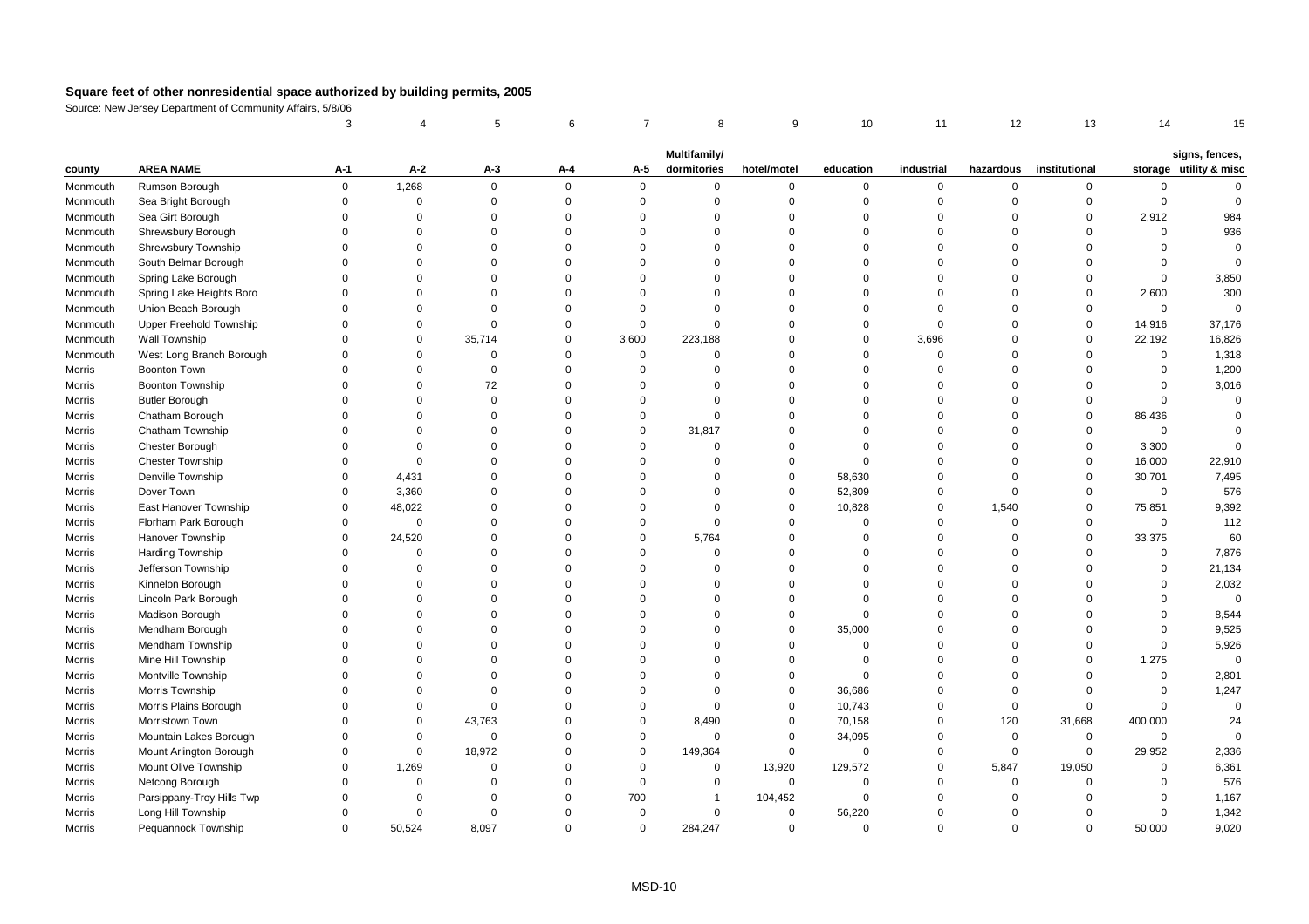# Square feet of other nonresidential space authorized by building permits, 2005

Source: New Jersey Department of Community Affairs, 5/8/06

| | | 3 | 4 | 5 | 6 | 7 | 8 | 9 | 10 | 11 | 12 | 13 | 14 | 15 |
|---|---|---|---|---|---|---|---|---|---|---|---|---|---|---|
| county | AREA NAME | A-1 | A-2 | A-3 | A-4 | A-5 | Multifamily/ dormitories | hotel/motel | education | industrial | hazardous | institutional | storage | signs, fences, utility & misc |
| Monmouth | Rumson Borough | 0 | 1,268 | 0 | 0 | 0 | 0 | 0 | 0 | 0 | 0 | 0 | 0 | 0 |
| Monmouth | Sea Bright Borough | 0 | 0 | 0 | 0 | 0 | 0 | 0 | 0 | 0 | 0 | 0 | 0 | 0 |
| Monmouth | Sea Girt Borough | 0 | 0 | 0 | 0 | 0 | 0 | 0 | 0 | 0 | 0 | 0 | 2,912 | 984 |
| Monmouth | Shrewsbury Borough | 0 | 0 | 0 | 0 | 0 | 0 | 0 | 0 | 0 | 0 | 0 | 0 | 936 |
| Monmouth | Shrewsbury Township | 0 | 0 | 0 | 0 | 0 | 0 | 0 | 0 | 0 | 0 | 0 | 0 | 0 |
| Monmouth | South Belmar Borough | 0 | 0 | 0 | 0 | 0 | 0 | 0 | 0 | 0 | 0 | 0 | 0 | 0 |
| Monmouth | Spring Lake Borough | 0 | 0 | 0 | 0 | 0 | 0 | 0 | 0 | 0 | 0 | 0 | 0 | 3,850 |
| Monmouth | Spring Lake Heights Boro | 0 | 0 | 0 | 0 | 0 | 0 | 0 | 0 | 0 | 0 | 0 | 2,600 | 300 |
| Monmouth | Union Beach Borough | 0 | 0 | 0 | 0 | 0 | 0 | 0 | 0 | 0 | 0 | 0 | 0 | 0 |
| Monmouth | Upper Freehold Township | 0 | 0 | 0 | 0 | 0 | 0 | 0 | 0 | 0 | 0 | 0 | 14,916 | 37,176 |
| Monmouth | Wall Township | 0 | 0 | 35,714 | 0 | 3,600 | 223,188 | 0 | 0 | 3,696 | 0 | 0 | 22,192 | 16,826 |
| Monmouth | West Long Branch Borough | 0 | 0 | 0 | 0 | 0 | 0 | 0 | 0 | 0 | 0 | 0 | 0 | 1,318 |
| Morris | Boonton Town | 0 | 0 | 0 | 0 | 0 | 0 | 0 | 0 | 0 | 0 | 0 | 0 | 1,200 |
| Morris | Boonton Township | 0 | 0 | 72 | 0 | 0 | 0 | 0 | 0 | 0 | 0 | 0 | 0 | 3,016 |
| Morris | Butler Borough | 0 | 0 | 0 | 0 | 0 | 0 | 0 | 0 | 0 | 0 | 0 | 0 | 0 |
| Morris | Chatham Borough | 0 | 0 | 0 | 0 | 0 | 0 | 0 | 0 | 0 | 0 | 0 | 86,436 | 0 |
| Morris | Chatham Township | 0 | 0 | 0 | 0 | 0 | 31,817 | 0 | 0 | 0 | 0 | 0 | 0 | 0 |
| Morris | Chester Borough | 0 | 0 | 0 | 0 | 0 | 0 | 0 | 0 | 0 | 0 | 0 | 3,300 | 0 |
| Morris | Chester Township | 0 | 0 | 0 | 0 | 0 | 0 | 0 | 0 | 0 | 0 | 0 | 16,000 | 22,910 |
| Morris | Denville Township | 0 | 4,431 | 0 | 0 | 0 | 0 | 0 | 58,630 | 0 | 0 | 0 | 30,701 | 7,495 |
| Morris | Dover Town | 0 | 3,360 | 0 | 0 | 0 | 0 | 0 | 52,809 | 0 | 0 | 0 | 0 | 576 |
| Morris | East Hanover Township | 0 | 48,022 | 0 | 0 | 0 | 0 | 0 | 10,828 | 0 | 1,540 | 0 | 75,851 | 9,392 |
| Morris | Florham Park Borough | 0 | 0 | 0 | 0 | 0 | 0 | 0 | 0 | 0 | 0 | 0 | 0 | 112 |
| Morris | Hanover Township | 0 | 24,520 | 0 | 0 | 0 | 5,764 | 0 | 0 | 0 | 0 | 0 | 33,375 | 60 |
| Morris | Harding Township | 0 | 0 | 0 | 0 | 0 | 0 | 0 | 0 | 0 | 0 | 0 | 0 | 7,876 |
| Morris | Jefferson Township | 0 | 0 | 0 | 0 | 0 | 0 | 0 | 0 | 0 | 0 | 0 | 0 | 21,134 |
| Morris | Kinnelon Borough | 0 | 0 | 0 | 0 | 0 | 0 | 0 | 0 | 0 | 0 | 0 | 0 | 2,032 |
| Morris | Lincoln Park Borough | 0 | 0 | 0 | 0 | 0 | 0 | 0 | 0 | 0 | 0 | 0 | 0 | 0 |
| Morris | Madison Borough | 0 | 0 | 0 | 0 | 0 | 0 | 0 | 0 | 0 | 0 | 0 | 0 | 8,544 |
| Morris | Mendham Borough | 0 | 0 | 0 | 0 | 0 | 0 | 0 | 35,000 | 0 | 0 | 0 | 0 | 9,525 |
| Morris | Mendham Township | 0 | 0 | 0 | 0 | 0 | 0 | 0 | 0 | 0 | 0 | 0 | 0 | 5,926 |
| Morris | Mine Hill Township | 0 | 0 | 0 | 0 | 0 | 0 | 0 | 0 | 0 | 0 | 0 | 1,275 | 0 |
| Morris | Montville Township | 0 | 0 | 0 | 0 | 0 | 0 | 0 | 0 | 0 | 0 | 0 | 0 | 2,801 |
| Morris | Morris Township | 0 | 0 | 0 | 0 | 0 | 0 | 0 | 36,686 | 0 | 0 | 0 | 0 | 1,247 |
| Morris | Morris Plains Borough | 0 | 0 | 0 | 0 | 0 | 0 | 0 | 10,743 | 0 | 0 | 0 | 0 | 0 |
| Morris | Morristown Town | 0 | 0 | 43,763 | 0 | 0 | 8,490 | 0 | 70,158 | 0 | 120 | 31,668 | 400,000 | 24 |
| Morris | Mountain Lakes Borough | 0 | 0 | 0 | 0 | 0 | 0 | 0 | 34,095 | 0 | 0 | 0 | 0 | 0 |
| Morris | Mount Arlington Borough | 0 | 0 | 18,972 | 0 | 0 | 149,364 | 0 | 0 | 0 | 0 | 0 | 29,952 | 2,336 |
| Morris | Mount Olive Township | 0 | 1,269 | 0 | 0 | 0 | 0 | 13,920 | 129,572 | 0 | 5,847 | 19,050 | 0 | 6,361 |
| Morris | Netcong Borough | 0 | 0 | 0 | 0 | 0 | 0 | 0 | 0 | 0 | 0 | 0 | 0 | 576 |
| Morris | Parsippany-Troy Hills Twp | 0 | 0 | 0 | 0 | 700 | 1 | 104,452 | 0 | 0 | 0 | 0 | 0 | 1,167 |
| Morris | Long Hill Township | 0 | 0 | 0 | 0 | 0 | 0 | 0 | 56,220 | 0 | 0 | 0 | 0 | 1,342 |
| Morris | Pequannock Township | 0 | 50,524 | 8,097 | 0 | 0 | 284,247 | 0 | 0 | 0 | 0 | 0 | 50,000 | 9,020 |

MSD-10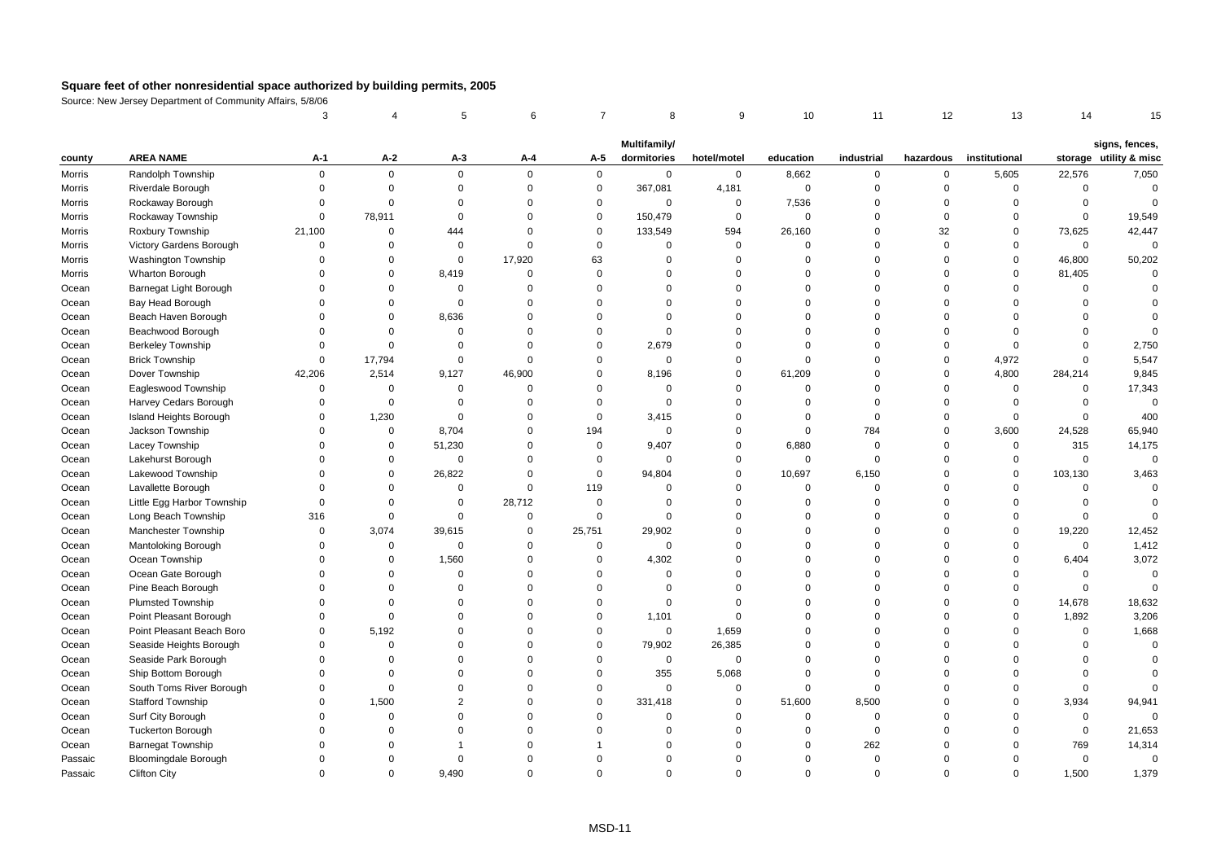## Square feet of other nonresidential space authorized by building permits, 2005

Source: New Jersey Department of Community Affairs, 5/8/06

| | | 3 | 4 | 5 | 6 | 7 | 8 | 9 | 10 | 11 | 12 | 13 | 14 | 15 |
|---|---|---|---|---|---|---|---|---|---|---|---|---|---|---|
| county | AREA NAME | A-1 | A-2 | A-3 | A-4 | A-5 | Multifamily/ dormitories | hotel/motel | education | industrial | hazardous | institutional | storage | signs, fences, utility & misc |
| Morris | Randolph Township | 0 | 0 | 0 | 0 | 0 | 0 | 0 | 8,662 | 0 | 0 | 5,605 | 22,576 | 7,050 |
| Morris | Riverdale Borough | 0 | 0 | 0 | 0 | 0 | 367,081 | 4,181 | 0 | 0 | 0 | 0 | 0 | 0 |
| Morris | Rockaway Borough | 0 | 0 | 0 | 0 | 0 | 0 | 0 | 7,536 | 0 | 0 | 0 | 0 | 0 |
| Morris | Rockaway Township | 0 | 78,911 | 0 | 0 | 0 | 150,479 | 0 | 0 | 0 | 0 | 0 | 0 | 19,549 |
| Morris | Roxbury Township | 21,100 | 0 | 444 | 0 | 0 | 133,549 | 594 | 26,160 | 0 | 32 | 0 | 73,625 | 42,447 |
| Morris | Victory Gardens Borough | 0 | 0 | 0 | 0 | 0 | 0 | 0 | 0 | 0 | 0 | 0 | 0 | 0 |
| Morris | Washington Township | 0 | 0 | 0 | 17,920 | 63 | 0 | 0 | 0 | 0 | 0 | 0 | 46,800 | 50,202 |
| Morris | Wharton Borough | 0 | 0 | 8,419 | 0 | 0 | 0 | 0 | 0 | 0 | 0 | 0 | 81,405 | 0 |
| Ocean | Barnegat Light Borough | 0 | 0 | 0 | 0 | 0 | 0 | 0 | 0 | 0 | 0 | 0 | 0 | 0 |
| Ocean | Bay Head Borough | 0 | 0 | 0 | 0 | 0 | 0 | 0 | 0 | 0 | 0 | 0 | 0 | 0 |
| Ocean | Beach Haven Borough | 0 | 0 | 8,636 | 0 | 0 | 0 | 0 | 0 | 0 | 0 | 0 | 0 | 0 |
| Ocean | Beachwood Borough | 0 | 0 | 0 | 0 | 0 | 0 | 0 | 0 | 0 | 0 | 0 | 0 | 0 |
| Ocean | Berkeley Township | 0 | 0 | 0 | 0 | 0 | 2,679 | 0 | 0 | 0 | 0 | 0 | 0 | 2,750 |
| Ocean | Brick Township | 0 | 17,794 | 0 | 0 | 0 | 0 | 0 | 0 | 0 | 0 | 4,972 | 0 | 5,547 |
| Ocean | Dover Township | 42,206 | 2,514 | 9,127 | 46,900 | 0 | 8,196 | 0 | 61,209 | 0 | 0 | 4,800 | 284,214 | 9,845 |
| Ocean | Eagleswood Township | 0 | 0 | 0 | 0 | 0 | 0 | 0 | 0 | 0 | 0 | 0 | 0 | 17,343 |
| Ocean | Harvey Cedars Borough | 0 | 0 | 0 | 0 | 0 | 0 | 0 | 0 | 0 | 0 | 0 | 0 | 0 |
| Ocean | Island Heights Borough | 0 | 1,230 | 0 | 0 | 0 | 3,415 | 0 | 0 | 0 | 0 | 0 | 0 | 400 |
| Ocean | Jackson Township | 0 | 0 | 8,704 | 0 | 194 | 0 | 0 | 0 | 784 | 0 | 3,600 | 24,528 | 65,940 |
| Ocean | Lacey Township | 0 | 0 | 51,230 | 0 | 0 | 9,407 | 0 | 6,880 | 0 | 0 | 0 | 315 | 14,175 |
| Ocean | Lakehurst Borough | 0 | 0 | 0 | 0 | 0 | 0 | 0 | 0 | 0 | 0 | 0 | 0 | 0 |
| Ocean | Lakewood Township | 0 | 0 | 26,822 | 0 | 0 | 94,804 | 0 | 10,697 | 6,150 | 0 | 0 | 103,130 | 3,463 |
| Ocean | Lavallette Borough | 0 | 0 | 0 | 0 | 119 | 0 | 0 | 0 | 0 | 0 | 0 | 0 | 0 |
| Ocean | Little Egg Harbor Township | 0 | 0 | 0 | 28,712 | 0 | 0 | 0 | 0 | 0 | 0 | 0 | 0 | 0 |
| Ocean | Long Beach Township | 316 | 0 | 0 | 0 | 0 | 0 | 0 | 0 | 0 | 0 | 0 | 0 | 0 |
| Ocean | Manchester Township | 0 | 3,074 | 39,615 | 0 | 25,751 | 29,902 | 0 | 0 | 0 | 0 | 0 | 19,220 | 12,452 |
| Ocean | Mantoloking Borough | 0 | 0 | 0 | 0 | 0 | 0 | 0 | 0 | 0 | 0 | 0 | 0 | 1,412 |
| Ocean | Ocean Township | 0 | 0 | 1,560 | 0 | 0 | 4,302 | 0 | 0 | 0 | 0 | 0 | 6,404 | 3,072 |
| Ocean | Ocean Gate Borough | 0 | 0 | 0 | 0 | 0 | 0 | 0 | 0 | 0 | 0 | 0 | 0 | 0 |
| Ocean | Pine Beach Borough | 0 | 0 | 0 | 0 | 0 | 0 | 0 | 0 | 0 | 0 | 0 | 0 | 0 |
| Ocean | Plumsted Township | 0 | 0 | 0 | 0 | 0 | 0 | 0 | 0 | 0 | 0 | 0 | 14,678 | 18,632 |
| Ocean | Point Pleasant Borough | 0 | 0 | 0 | 0 | 0 | 1,101 | 0 | 0 | 0 | 0 | 0 | 1,892 | 3,206 |
| Ocean | Point Pleasant Beach Boro | 0 | 5,192 | 0 | 0 | 0 | 0 | 1,659 | 0 | 0 | 0 | 0 | 0 | 1,668 |
| Ocean | Seaside Heights Borough | 0 | 0 | 0 | 0 | 0 | 79,902 | 26,385 | 0 | 0 | 0 | 0 | 0 | 0 |
| Ocean | Seaside Park Borough | 0 | 0 | 0 | 0 | 0 | 0 | 0 | 0 | 0 | 0 | 0 | 0 | 0 |
| Ocean | Ship Bottom Borough | 0 | 0 | 0 | 0 | 0 | 355 | 5,068 | 0 | 0 | 0 | 0 | 0 | 0 |
| Ocean | South Toms River Borough | 0 | 0 | 0 | 0 | 0 | 0 | 0 | 0 | 0 | 0 | 0 | 0 | 0 |
| Ocean | Stafford Township | 0 | 1,500 | 2 | 0 | 0 | 331,418 | 0 | 51,600 | 8,500 | 0 | 0 | 3,934 | 94,941 |
| Ocean | Surf City Borough | 0 | 0 | 0 | 0 | 0 | 0 | 0 | 0 | 0 | 0 | 0 | 0 | 0 |
| Ocean | Tuckerton Borough | 0 | 0 | 0 | 0 | 0 | 0 | 0 | 0 | 0 | 0 | 0 | 0 | 21,653 |
| Ocean | Barnegat Township | 0 | 0 | 1 | 0 | 1 | 0 | 0 | 0 | 262 | 0 | 0 | 769 | 14,314 |
| Passaic | Bloomingdale Borough | 0 | 0 | 0 | 0 | 0 | 0 | 0 | 0 | 0 | 0 | 0 | 0 | 0 |
| Passaic | Clifton City | 0 | 0 | 9,490 | 0 | 0 | 0 | 0 | 0 | 0 | 0 | 0 | 1,500 | 1,379 |

MSD-11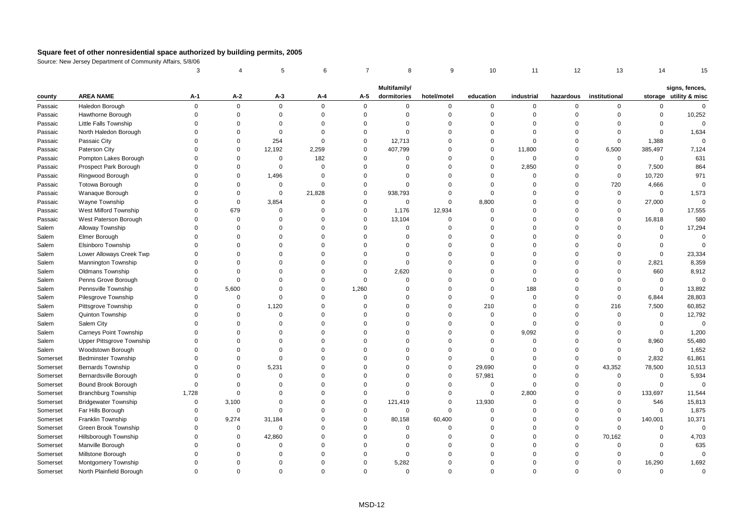# Square feet of other nonresidential space authorized by building permits, 2005

Source: New Jersey Department of Community Affairs, 5/8/06

| | | 3 | 4 | 5 | 6 | 7 | 8 | 9 | 10 | 11 | 12 | 13 | 14 | 15 |
|---|---|---|---|---|---|---|---|---|---|---|---|---|---|---|
| county | AREA NAME | A-1 | A-2 | A-3 | A-4 | A-5 | Multifamily/ dormitories | hotel/motel | education | industrial | hazardous | institutional | storage | signs, fences, utility & misc |
| Passaic | Haledon Borough | 0 | 0 | 0 | 0 | 0 | 0 | 0 | 0 | 0 | 0 | 0 | 0 | 0 |
| Passaic | Hawthorne Borough | 0 | 0 | 0 | 0 | 0 | 0 | 0 | 0 | 0 | 0 | 0 | 0 | 10,252 |
| Passaic | Little Falls Township | 0 | 0 | 0 | 0 | 0 | 0 | 0 | 0 | 0 | 0 | 0 | 0 | 0 |
| Passaic | North Haledon Borough | 0 | 0 | 0 | 0 | 0 | 0 | 0 | 0 | 0 | 0 | 0 | 0 | 1,634 |
| Passaic | Passaic City | 0 | 0 | 254 | 0 | 0 | 12,713 | 0 | 0 | 0 | 0 | 0 | 1,388 | 0 |
| Passaic | Paterson City | 0 | 0 | 12,192 | 2,259 | 0 | 407,799 | 0 | 0 | 11,800 | 0 | 6,500 | 385,497 | 7,124 |
| Passaic | Pompton Lakes Borough | 0 | 0 | 0 | 182 | 0 | 0 | 0 | 0 | 0 | 0 | 0 | 0 | 631 |
| Passaic | Prospect Park Borough | 0 | 0 | 0 | 0 | 0 | 0 | 0 | 0 | 2,850 | 0 | 0 | 7,500 | 864 |
| Passaic | Ringwood Borough | 0 | 0 | 1,496 | 0 | 0 | 0 | 0 | 0 | 0 | 0 | 0 | 10,720 | 971 |
| Passaic | Totowa Borough | 0 | 0 | 0 | 0 | 0 | 0 | 0 | 0 | 0 | 0 | 720 | 4,666 | 0 |
| Passaic | Wanaque Borough | 0 | 0 | 0 | 21,828 | 0 | 938,793 | 0 | 0 | 0 | 0 | 0 | 0 | 1,573 |
| Passaic | Wayne Township | 0 | 0 | 3,854 | 0 | 0 | 0 | 0 | 8,800 | 0 | 0 | 0 | 27,000 | 0 |
| Passaic | West Milford Township | 0 | 679 | 0 | 0 | 0 | 1,176 | 12,934 | 0 | 0 | 0 | 0 | 0 | 17,555 |
| Passaic | West Paterson Borough | 0 | 0 | 0 | 0 | 0 | 13,104 | 0 | 0 | 0 | 0 | 0 | 16,818 | 580 |
| Salem | Alloway Township | 0 | 0 | 0 | 0 | 0 | 0 | 0 | 0 | 0 | 0 | 0 | 0 | 17,294 |
| Salem | Elmer Borough | 0 | 0 | 0 | 0 | 0 | 0 | 0 | 0 | 0 | 0 | 0 | 0 | 0 |
| Salem | Elsinboro Township | 0 | 0 | 0 | 0 | 0 | 0 | 0 | 0 | 0 | 0 | 0 | 0 | 0 |
| Salem | Lower Alloways Creek Twp | 0 | 0 | 0 | 0 | 0 | 0 | 0 | 0 | 0 | 0 | 0 | 0 | 23,334 |
| Salem | Mannington Township | 0 | 0 | 0 | 0 | 0 | 0 | 0 | 0 | 0 | 0 | 0 | 2,821 | 8,359 |
| Salem | Oldmans Township | 0 | 0 | 0 | 0 | 0 | 2,620 | 0 | 0 | 0 | 0 | 0 | 660 | 8,912 |
| Salem | Penns Grove Borough | 0 | 0 | 0 | 0 | 0 | 0 | 0 | 0 | 0 | 0 | 0 | 0 | 0 |
| Salem | Pennsville Township | 0 | 5,600 | 0 | 0 | 1,260 | 0 | 0 | 0 | 188 | 0 | 0 | 0 | 13,892 |
| Salem | Pilesgrove Township | 0 | 0 | 0 | 0 | 0 | 0 | 0 | 0 | 0 | 0 | 0 | 6,844 | 28,803 |
| Salem | Pittsgrove Township | 0 | 0 | 1,120 | 0 | 0 | 0 | 0 | 210 | 0 | 0 | 216 | 7,500 | 60,852 |
| Salem | Quinton Township | 0 | 0 | 0 | 0 | 0 | 0 | 0 | 0 | 0 | 0 | 0 | 0 | 12,792 |
| Salem | Salem City | 0 | 0 | 0 | 0 | 0 | 0 | 0 | 0 | 0 | 0 | 0 | 0 | 0 |
| Salem | Carneys Point Township | 0 | 0 | 0 | 0 | 0 | 0 | 0 | 0 | 9,092 | 0 | 0 | 0 | 1,200 |
| Salem | Upper Pittsgrove Township | 0 | 0 | 0 | 0 | 0 | 0 | 0 | 0 | 0 | 0 | 0 | 8,960 | 55,480 |
| Salem | Woodstown Borough | 0 | 0 | 0 | 0 | 0 | 0 | 0 | 0 | 0 | 0 | 0 | 0 | 1,652 |
| Somerset | Bedminster Township | 0 | 0 | 0 | 0 | 0 | 0 | 0 | 0 | 0 | 0 | 0 | 2,832 | 61,861 |
| Somerset | Bernards Township | 0 | 0 | 5,231 | 0 | 0 | 0 | 0 | 29,690 | 0 | 0 | 43,352 | 78,500 | 10,513 |
| Somerset | Bernardsville Borough | 0 | 0 | 0 | 0 | 0 | 0 | 0 | 57,981 | 0 | 0 | 0 | 0 | 5,934 |
| Somerset | Bound Brook Borough | 0 | 0 | 0 | 0 | 0 | 0 | 0 | 0 | 0 | 0 | 0 | 0 | 0 |
| Somerset | Branchburg Township | 1,728 | 0 | 0 | 0 | 0 | 0 | 0 | 0 | 2,800 | 0 | 0 | 133,697 | 11,544 |
| Somerset | Bridgewater Township | 0 | 3,100 | 0 | 0 | 0 | 121,419 | 0 | 13,930 | 0 | 0 | 0 | 546 | 15,813 |
| Somerset | Far Hills Borough | 0 | 0 | 0 | 0 | 0 | 0 | 0 | 0 | 0 | 0 | 0 | 0 | 1,875 |
| Somerset | Franklin Township | 0 | 9,274 | 31,184 | 0 | 0 | 80,158 | 60,400 | 0 | 0 | 0 | 0 | 140,001 | 10,371 |
| Somerset | Green Brook Township | 0 | 0 | 0 | 0 | 0 | 0 | 0 | 0 | 0 | 0 | 0 | 0 | 0 |
| Somerset | Hillsborough Township | 0 | 0 | 42,860 | 0 | 0 | 0 | 0 | 0 | 0 | 0 | 70,162 | 0 | 4,703 |
| Somerset | Manville Borough | 0 | 0 | 0 | 0 | 0 | 0 | 0 | 0 | 0 | 0 | 0 | 0 | 635 |
| Somerset | Millstone Borough | 0 | 0 | 0 | 0 | 0 | 0 | 0 | 0 | 0 | 0 | 0 | 0 | 0 |
| Somerset | Montgomery Township | 0 | 0 | 0 | 0 | 0 | 5,282 | 0 | 0 | 0 | 0 | 0 | 16,290 | 1,692 |
| Somerset | North Plainfield Borough | 0 | 0 | 0 | 0 | 0 | 0 | 0 | 0 | 0 | 0 | 0 | 0 | 0 |

MSD-12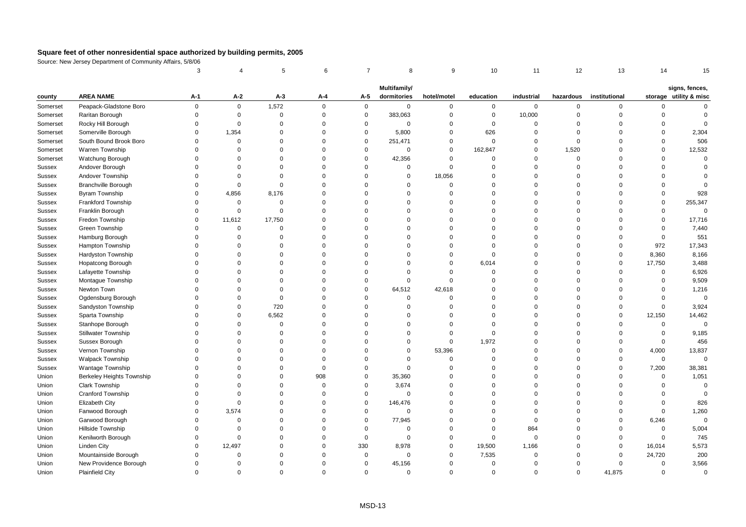## Square feet of other nonresidential space authorized by building permits, 2005

Source: New Jersey Department of Community Affairs, 5/8/06

| | | 3 | 4 | 5 | 6 | 7 | 8 | 9 | 10 | 11 | 12 | 13 | 14 | 15 |
|---|---|---|---|---|---|---|---|---|---|---|---|---|---|---|
| county | AREA NAME | A-1 | A-2 | A-3 | A-4 | A-5 | Multifamily/ dormitories | hotel/motel | education | industrial | hazardous | institutional | storage | signs, fences, utility & misc |
| Somerset | Peapack-Gladstone Boro | 0 | 0 | 1,572 | 0 | 0 | 0 | 0 | 0 | 0 | 0 | 0 | 0 | 0 |
| Somerset | Raritan Borough | 0 | 0 | 0 | 0 | 0 | 383,063 | 0 | 0 | 10,000 | 0 | 0 | 0 | 0 |
| Somerset | Rocky Hill Borough | 0 | 0 | 0 | 0 | 0 | 0 | 0 | 0 | 0 | 0 | 0 | 0 | 0 |
| Somerset | Somerville Borough | 0 | 1,354 | 0 | 0 | 0 | 5,800 | 0 | 626 | 0 | 0 | 0 | 0 | 2,304 |
| Somerset | South Bound Brook Boro | 0 | 0 | 0 | 0 | 0 | 251,471 | 0 | 0 | 0 | 0 | 0 | 0 | 506 |
| Somerset | Warren Township | 0 | 0 | 0 | 0 | 0 | 0 | 0 | 162,847 | 0 | 1,520 | 0 | 0 | 12,532 |
| Somerset | Watchung Borough | 0 | 0 | 0 | 0 | 0 | 42,356 | 0 | 0 | 0 | 0 | 0 | 0 | 0 |
| Sussex | Andover Borough | 0 | 0 | 0 | 0 | 0 | 0 | 0 | 0 | 0 | 0 | 0 | 0 | 0 |
| Sussex | Andover Township | 0 | 0 | 0 | 0 | 0 | 0 | 18,056 | 0 | 0 | 0 | 0 | 0 | 0 |
| Sussex | Branchville Borough | 0 | 0 | 0 | 0 | 0 | 0 | 0 | 0 | 0 | 0 | 0 | 0 | 0 |
| Sussex | Byram Township | 0 | 4,856 | 8,176 | 0 | 0 | 0 | 0 | 0 | 0 | 0 | 0 | 0 | 928 |
| Sussex | Frankford Township | 0 | 0 | 0 | 0 | 0 | 0 | 0 | 0 | 0 | 0 | 0 | 0 | 255,347 |
| Sussex | Franklin Borough | 0 | 0 | 0 | 0 | 0 | 0 | 0 | 0 | 0 | 0 | 0 | 0 | 0 |
| Sussex | Fredon Township | 0 | 11,612 | 17,750 | 0 | 0 | 0 | 0 | 0 | 0 | 0 | 0 | 0 | 17,716 |
| Sussex | Green Township | 0 | 0 | 0 | 0 | 0 | 0 | 0 | 0 | 0 | 0 | 0 | 0 | 7,440 |
| Sussex | Hamburg Borough | 0 | 0 | 0 | 0 | 0 | 0 | 0 | 0 | 0 | 0 | 0 | 0 | 551 |
| Sussex | Hampton Township | 0 | 0 | 0 | 0 | 0 | 0 | 0 | 0 | 0 | 0 | 0 | 972 | 17,343 |
| Sussex | Hardyston Township | 0 | 0 | 0 | 0 | 0 | 0 | 0 | 0 | 0 | 0 | 0 | 8,360 | 8,166 |
| Sussex | Hopatcong Borough | 0 | 0 | 0 | 0 | 0 | 0 | 0 | 6,014 | 0 | 0 | 0 | 17,750 | 3,488 |
| Sussex | Lafayette Township | 0 | 0 | 0 | 0 | 0 | 0 | 0 | 0 | 0 | 0 | 0 | 0 | 6,926 |
| Sussex | Montague Township | 0 | 0 | 0 | 0 | 0 | 0 | 0 | 0 | 0 | 0 | 0 | 0 | 9,509 |
| Sussex | Newton Town | 0 | 0 | 0 | 0 | 0 | 64,512 | 42,618 | 0 | 0 | 0 | 0 | 0 | 1,216 |
| Sussex | Ogdensburg Borough | 0 | 0 | 0 | 0 | 0 | 0 | 0 | 0 | 0 | 0 | 0 | 0 | 0 |
| Sussex | Sandyston Township | 0 | 0 | 720 | 0 | 0 | 0 | 0 | 0 | 0 | 0 | 0 | 0 | 3,924 |
| Sussex | Sparta Township | 0 | 0 | 6,562 | 0 | 0 | 0 | 0 | 0 | 0 | 0 | 0 | 12,150 | 14,462 |
| Sussex | Stanhope Borough | 0 | 0 | 0 | 0 | 0 | 0 | 0 | 0 | 0 | 0 | 0 | 0 | 0 |
| Sussex | Stillwater Township | 0 | 0 | 0 | 0 | 0 | 0 | 0 | 0 | 0 | 0 | 0 | 0 | 9,185 |
| Sussex | Sussex Borough | 0 | 0 | 0 | 0 | 0 | 0 | 0 | 1,972 | 0 | 0 | 0 | 0 | 456 |
| Sussex | Vernon Township | 0 | 0 | 0 | 0 | 0 | 0 | 53,396 | 0 | 0 | 0 | 0 | 4,000 | 13,837 |
| Sussex | Walpack Township | 0 | 0 | 0 | 0 | 0 | 0 | 0 | 0 | 0 | 0 | 0 | 0 | 0 |
| Sussex | Wantage Township | 0 | 0 | 0 | 0 | 0 | 0 | 0 | 0 | 0 | 0 | 0 | 7,200 | 38,381 |
| Union | Berkeley Heights Township | 0 | 0 | 0 | 908 | 0 | 35,360 | 0 | 0 | 0 | 0 | 0 | 0 | 1,051 |
| Union | Clark Township | 0 | 0 | 0 | 0 | 0 | 3,674 | 0 | 0 | 0 | 0 | 0 | 0 | 0 |
| Union | Cranford Township | 0 | 0 | 0 | 0 | 0 | 0 | 0 | 0 | 0 | 0 | 0 | 0 | 0 |
| Union | Elizabeth City | 0 | 0 | 0 | 0 | 0 | 146,476 | 0 | 0 | 0 | 0 | 0 | 0 | 826 |
| Union | Fanwood Borough | 0 | 3,574 | 0 | 0 | 0 | 0 | 0 | 0 | 0 | 0 | 0 | 0 | 1,260 |
| Union | Garwood Borough | 0 | 0 | 0 | 0 | 0 | 77,945 | 0 | 0 | 0 | 0 | 0 | 6,246 | 0 |
| Union | Hillside Township | 0 | 0 | 0 | 0 | 0 | 0 | 0 | 0 | 864 | 0 | 0 | 0 | 5,004 |
| Union | Kenilworth Borough | 0 | 0 | 0 | 0 | 0 | 0 | 0 | 0 | 0 | 0 | 0 | 0 | 745 |
| Union | Linden City | 0 | 12,497 | 0 | 0 | 330 | 8,978 | 0 | 19,500 | 1,166 | 0 | 0 | 16,014 | 5,573 |
| Union | Mountainside Borough | 0 | 0 | 0 | 0 | 0 | 0 | 0 | 7,535 | 0 | 0 | 0 | 24,720 | 200 |
| Union | New Providence Borough | 0 | 0 | 0 | 0 | 0 | 45,156 | 0 | 0 | 0 | 0 | 0 | 0 | 3,566 |
| Union | Plainfield City | 0 | 0 | 0 | 0 | 0 | 0 | 0 | 0 | 0 | 0 | 41,875 | 0 | 0 |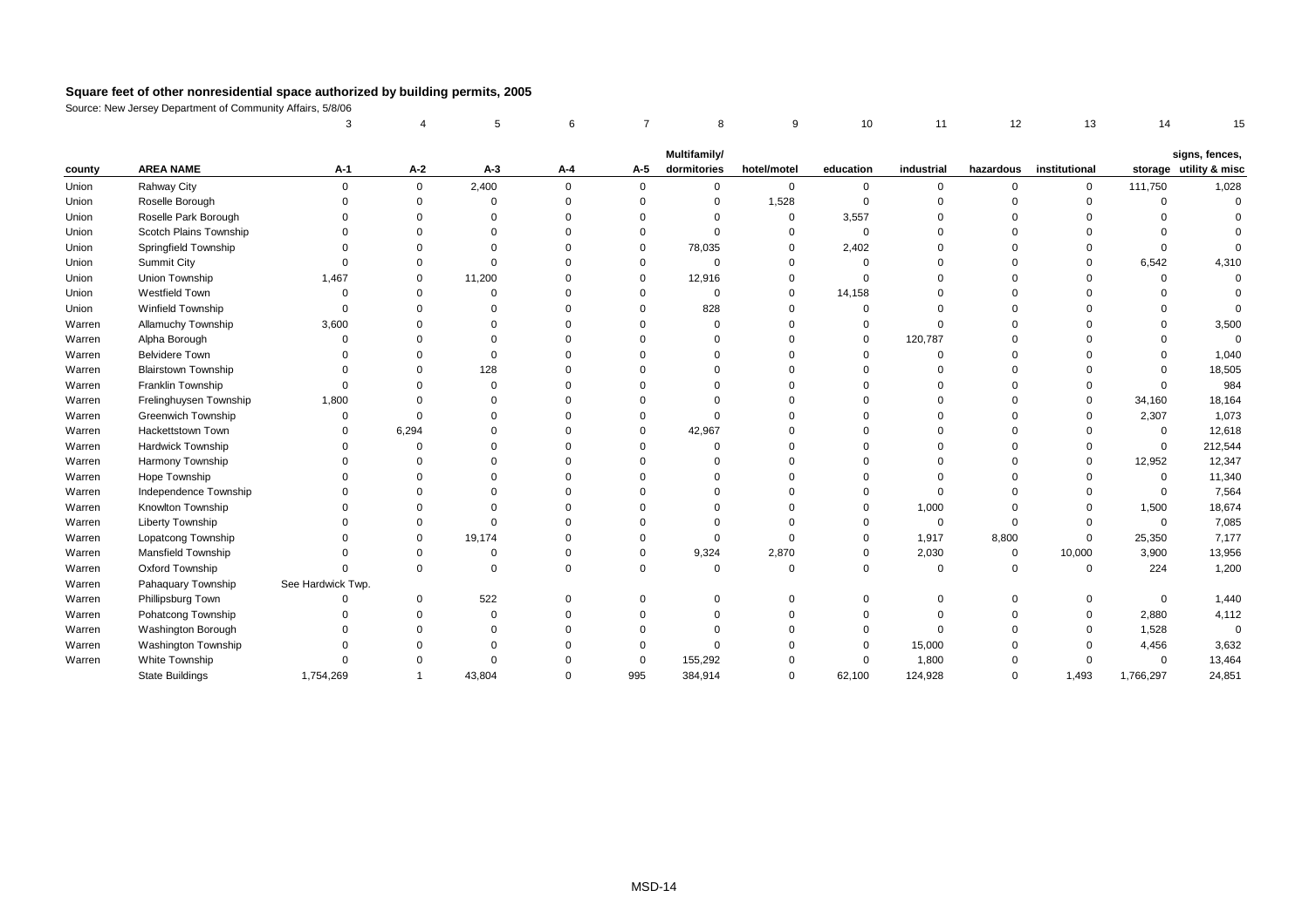# Square feet of other nonresidential space authorized by building permits, 2005

Source: New Jersey Department of Community Affairs, 5/8/06

| | | 3 | 4 | 5 | 6 | 7 | 8 | 9 | 10 | 11 | 12 | 13 | 14 | 15 |
|---|---|---|---|---|---|---|---|---|---|---|---|---|---|---|
| county | AREA NAME | A-1 | A-2 | A-3 | A-4 | A-5 | Multifamily/ dormitories | hotel/motel | education | industrial | hazardous | institutional | storage | signs, fences, utility & misc |
| Union | Rahway City | 0 | 0 | 2,400 | 0 | 0 | 0 | 0 | 0 | 0 | 0 | 0 | 111,750 | 1,028 |
| Union | Roselle Borough | 0 | 0 | 0 | 0 | 0 | 0 | 1,528 | 0 | 0 | 0 | 0 | 0 | 0 |
| Union | Roselle Park Borough | 0 | 0 | 0 | 0 | 0 | 0 | 0 | 3,557 | 0 | 0 | 0 | 0 | 0 |
| Union | Scotch Plains Township | 0 | 0 | 0 | 0 | 0 | 0 | 0 | 0 | 0 | 0 | 0 | 0 | 0 |
| Union | Springfield Township | 0 | 0 | 0 | 0 | 0 | 78,035 | 0 | 2,402 | 0 | 0 | 0 | 0 | 0 |
| Union | Summit City | 0 | 0 | 0 | 0 | 0 | 0 | 0 | 0 | 0 | 0 | 0 | 6,542 | 4,310 |
| Union | Union Township | 1,467 | 0 | 11,200 | 0 | 0 | 12,916 | 0 | 0 | 0 | 0 | 0 | 0 | 0 |
| Union | Westfield Town | 0 | 0 | 0 | 0 | 0 | 0 | 0 | 14,158 | 0 | 0 | 0 | 0 | 0 |
| Union | Winfield Township | 0 | 0 | 0 | 0 | 0 | 828 | 0 | 0 | 0 | 0 | 0 | 0 | 0 |
| Warren | Allamuchy Township | 3,600 | 0 | 0 | 0 | 0 | 0 | 0 | 0 | 0 | 0 | 0 | 0 | 3,500 |
| Warren | Alpha Borough | 0 | 0 | 0 | 0 | 0 | 0 | 0 | 0 | 120,787 | 0 | 0 | 0 | 0 |
| Warren | Belvidere Town | 0 | 0 | 0 | 0 | 0 | 0 | 0 | 0 | 0 | 0 | 0 | 0 | 1,040 |
| Warren | Blairstown Township | 0 | 0 | 128 | 0 | 0 | 0 | 0 | 0 | 0 | 0 | 0 | 0 | 18,505 |
| Warren | Franklin Township | 0 | 0 | 0 | 0 | 0 | 0 | 0 | 0 | 0 | 0 | 0 | 0 | 984 |
| Warren | Frelinghuysen Township | 1,800 | 0 | 0 | 0 | 0 | 0 | 0 | 0 | 0 | 0 | 0 | 34,160 | 18,164 |
| Warren | Greenwich Township | 0 | 0 | 0 | 0 | 0 | 0 | 0 | 0 | 0 | 0 | 0 | 2,307 | 1,073 |
| Warren | Hackettstown Town | 0 | 6,294 | 0 | 0 | 0 | 42,967 | 0 | 0 | 0 | 0 | 0 | 0 | 12,618 |
| Warren | Hardwick Township | 0 | 0 | 0 | 0 | 0 | 0 | 0 | 0 | 0 | 0 | 0 | 0 | 212,544 |
| Warren | Harmony Township | 0 | 0 | 0 | 0 | 0 | 0 | 0 | 0 | 0 | 0 | 0 | 12,952 | 12,347 |
| Warren | Hope Township | 0 | 0 | 0 | 0 | 0 | 0 | 0 | 0 | 0 | 0 | 0 | 0 | 11,340 |
| Warren | Independence Township | 0 | 0 | 0 | 0 | 0 | 0 | 0 | 0 | 0 | 0 | 0 | 0 | 7,564 |
| Warren | Knowlton Township | 0 | 0 | 0 | 0 | 0 | 0 | 0 | 0 | 1,000 | 0 | 0 | 1,500 | 18,674 |
| Warren | Liberty Township | 0 | 0 | 0 | 0 | 0 | 0 | 0 | 0 | 0 | 0 | 0 | 0 | 7,085 |
| Warren | Lopatcong Township | 0 | 0 | 19,174 | 0 | 0 | 0 | 0 | 0 | 1,917 | 8,800 | 0 | 25,350 | 7,177 |
| Warren | Mansfield Township | 0 | 0 | 0 | 0 | 0 | 9,324 | 2,870 | 0 | 2,030 | 0 | 10,000 | 3,900 | 13,956 |
| Warren | Oxford Township | 0 | 0 | 0 | 0 | 0 | 0 | 0 | 0 | 0 | 0 | 0 | 224 | 1,200 |
| Warren | Pahaquary Township | See Hardwick Twp. | | | | | | | | | | | | |
| Warren | Phillipsburg Town | 0 | 0 | 522 | 0 | 0 | 0 | 0 | 0 | 0 | 0 | 0 | 0 | 1,440 |
| Warren | Pohatcong Township | 0 | 0 | 0 | 0 | 0 | 0 | 0 | 0 | 0 | 0 | 0 | 2,880 | 4,112 |
| Warren | Washington Borough | 0 | 0 | 0 | 0 | 0 | 0 | 0 | 0 | 0 | 0 | 0 | 1,528 | 0 |
| Warren | Washington Township | 0 | 0 | 0 | 0 | 0 | 0 | 0 | 0 | 15,000 | 0 | 0 | 4,456 | 3,632 |
| Warren | White Township | 0 | 0 | 0 | 0 | 0 | 155,292 | 0 | 0 | 1,800 | 0 | 0 | 0 | 13,464 |
| | State Buildings | 1,754,269 | 1 | 43,804 | 0 | 995 | 384,914 | 0 | 62,100 | 124,928 | 0 | 1,493 | 1,766,297 | 24,851 |

MSD-14